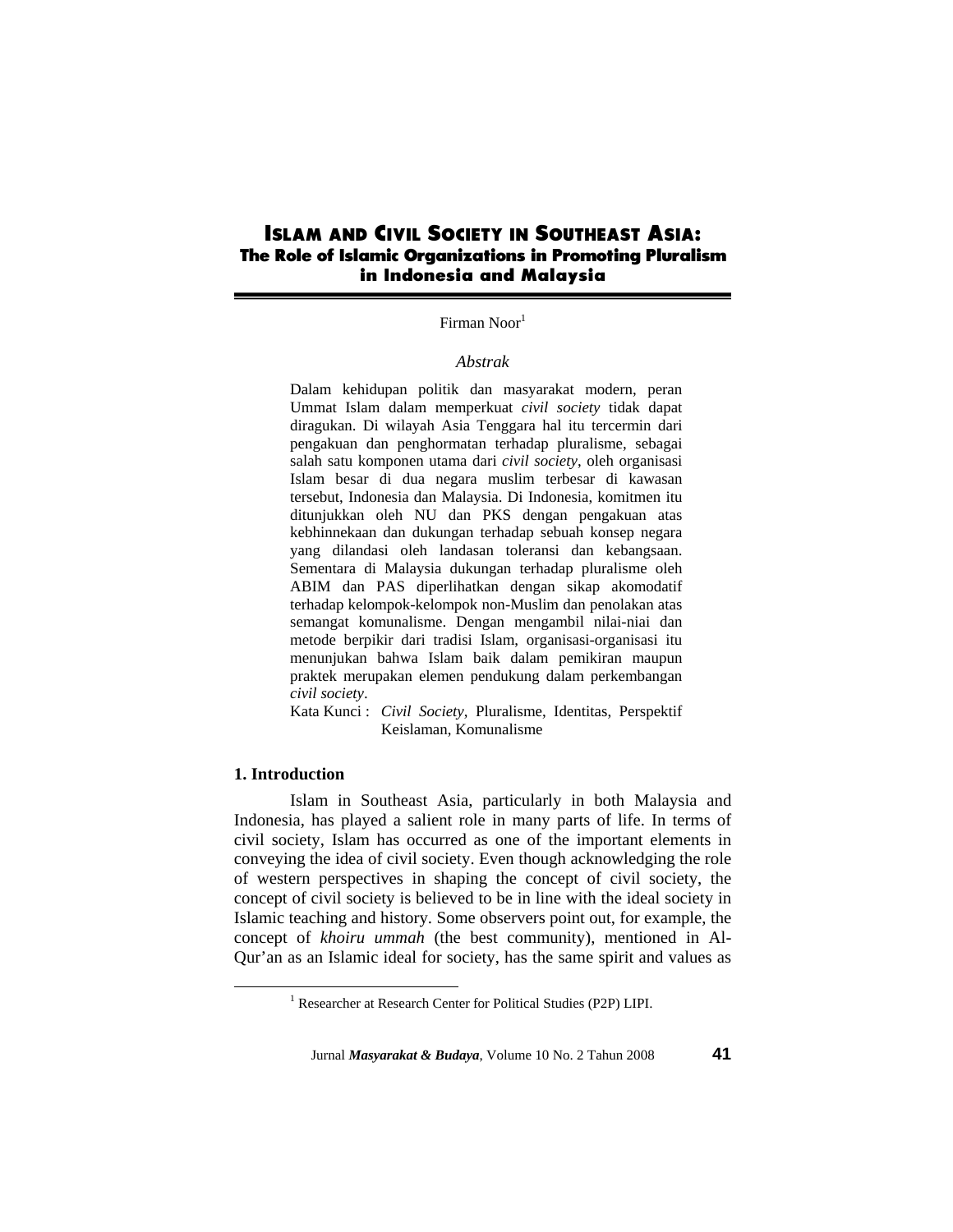# ISLAM AND CIVIL SOCIETY IN SOUTHEAST ASIA:
## The Role of Islamic Organizations in Promoting Pluralism in Indonesia and Malaysia

Firman Noor[1]

*Abstrak*

Dalam kehidupan politik dan masyarakat modern, peran Ummat Islam dalam memperkuat *civil society* tidak dapat diragukan. Di wilayah Asia Tenggara hal itu tercermin dari pengakuan dan penghormatan terhadap pluralisme, sebagai salah satu komponen utama dari *civil society*, oleh organisasi Islam besar di dua negara muslim terbesar di kawasan tersebut, Indonesia dan Malaysia. Di Indonesia, komitmen itu ditunjukkan oleh NU dan PKS dengan pengakuan atas kebhinnekaan dan dukungan terhadap sebuah konsep negara yang dilandasi oleh landasan toleransi dan kebangsaan. Sementara di Malaysia dukungan terhadap pluralisme oleh ABIM dan PAS diperlihatkan dengan sikap akomodatif terhadap kelompok-kelompok non-Muslim dan penolakan atas semangat komunalisme. Dengan mengambil nilai-niai dan metode berpikir dari tradisi Islam, organisasi-organisasi itu menunjukan bahwa Islam baik dalam pemikiran maupun praktek merupakan elemen pendukung dalam perkembangan *civil society*.

Kata Kunci : *Civil Society*, Pluralisme, Identitas, Perspektif Keislaman, Komunalisme

### 1. Introduction

Islam in Southeast Asia, particularly in both Malaysia and Indonesia, has played a salient role in many parts of life. In terms of civil society, Islam has occurred as one of the important elements in conveying the idea of civil society. Even though acknowledging the role of western perspectives in shaping the concept of civil society, the concept of civil society is believed to be in line with the ideal society in Islamic teaching and history. Some observers point out, for example, the concept of *khoiru ummah* (the best community), mentioned in Al-Qur'an as an Islamic ideal for society, has the same spirit and values as

[1] Researcher at Research Center for Political Studies (P2P) LIPI.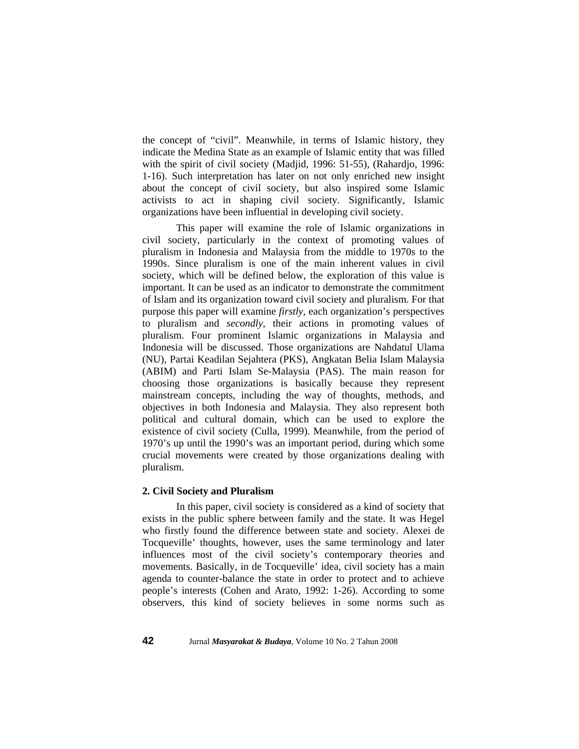the concept of "civil". Meanwhile, in terms of Islamic history, they indicate the Medina State as an example of Islamic entity that was filled with the spirit of civil society (Madjid, 1996: 51-55), (Rahardjo, 1996: 1-16). Such interpretation has later on not only enriched new insight about the concept of civil society, but also inspired some Islamic activists to act in shaping civil society. Significantly, Islamic organizations have been influential in developing civil society.

This paper will examine the role of Islamic organizations in civil society, particularly in the context of promoting values of pluralism in Indonesia and Malaysia from the middle to 1970s to the 1990s. Since pluralism is one of the main inherent values in civil society, which will be defined below, the exploration of this value is important. It can be used as an indicator to demonstrate the commitment of Islam and its organization toward civil society and pluralism. For that purpose this paper will examine *firstly*, each organization's perspectives to pluralism and *secondly*, their actions in promoting values of pluralism. Four prominent Islamic organizations in Malaysia and Indonesia will be discussed. Those organizations are Nahdatul Ulama (NU), Partai Keadilan Sejahtera (PKS), Angkatan Belia Islam Malaysia (ABIM) and Parti Islam Se-Malaysia (PAS). The main reason for choosing those organizations is basically because they represent mainstream concepts, including the way of thoughts, methods, and objectives in both Indonesia and Malaysia. They also represent both political and cultural domain, which can be used to explore the existence of civil society (Culla, 1999). Meanwhile, from the period of 1970's up until the 1990's was an important period, during which some crucial movements were created by those organizations dealing with pluralism.

## 2. Civil Society and Pluralism

In this paper, civil society is considered as a kind of society that exists in the public sphere between family and the state. It was Hegel who firstly found the difference between state and society. Alexei de Tocqueville' thoughts, however, uses the same terminology and later influences most of the civil society's contemporary theories and movements. Basically, in de Tocqueville' idea, civil society has a main agenda to counter-balance the state in order to protect and to achieve people's interests (Cohen and Arato, 1992: 1-26). According to some observers, this kind of society believes in some norms such as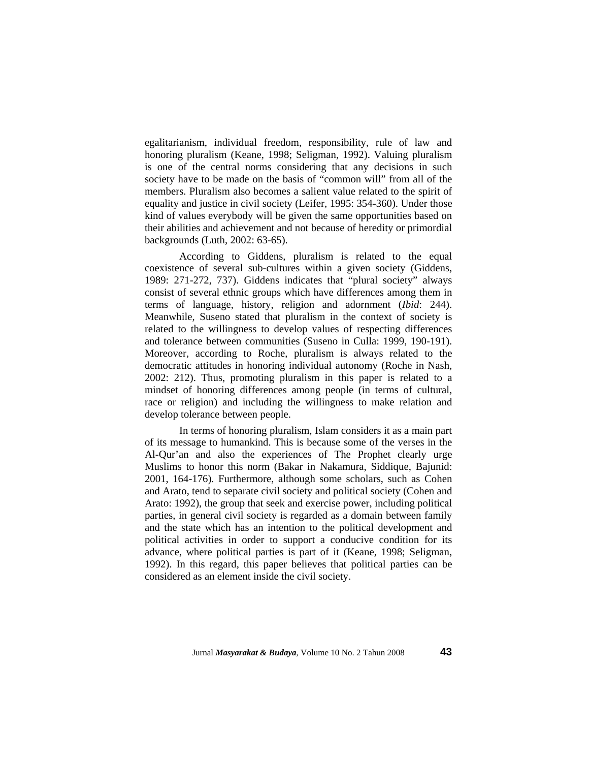egalitarianism, individual freedom, responsibility, rule of law and honoring pluralism (Keane, 1998; Seligman, 1992). Valuing pluralism is one of the central norms considering that any decisions in such society have to be made on the basis of "common will" from all of the members. Pluralism also becomes a salient value related to the spirit of equality and justice in civil society (Leifer, 1995: 354-360). Under those kind of values everybody will be given the same opportunities based on their abilities and achievement and not because of heredity or primordial backgrounds (Luth, 2002: 63-65).

According to Giddens, pluralism is related to the equal coexistence of several sub-cultures within a given society (Giddens, 1989: 271-272, 737). Giddens indicates that "plural society" always consist of several ethnic groups which have differences among them in terms of language, history, religion and adornment (*Ibid*: 244). Meanwhile, Suseno stated that pluralism in the context of society is related to the willingness to develop values of respecting differences and tolerance between communities (Suseno in Culla: 1999, 190-191). Moreover, according to Roche, pluralism is always related to the democratic attitudes in honoring individual autonomy (Roche in Nash, 2002: 212). Thus, promoting pluralism in this paper is related to a mindset of honoring differences among people (in terms of cultural, race or religion) and including the willingness to make relation and develop tolerance between people.

In terms of honoring pluralism, Islam considers it as a main part of its message to humankind. This is because some of the verses in the Al-Qur'an and also the experiences of The Prophet clearly urge Muslims to honor this norm (Bakar in Nakamura, Siddique, Bajunid: 2001, 164-176). Furthermore, although some scholars, such as Cohen and Arato, tend to separate civil society and political society (Cohen and Arato: 1992), the group that seek and exercise power, including political parties, in general civil society is regarded as a domain between family and the state which has an intention to the political development and political activities in order to support a conducive condition for its advance, where political parties is part of it (Keane, 1998; Seligman, 1992). In this regard, this paper believes that political parties can be considered as an element inside the civil society.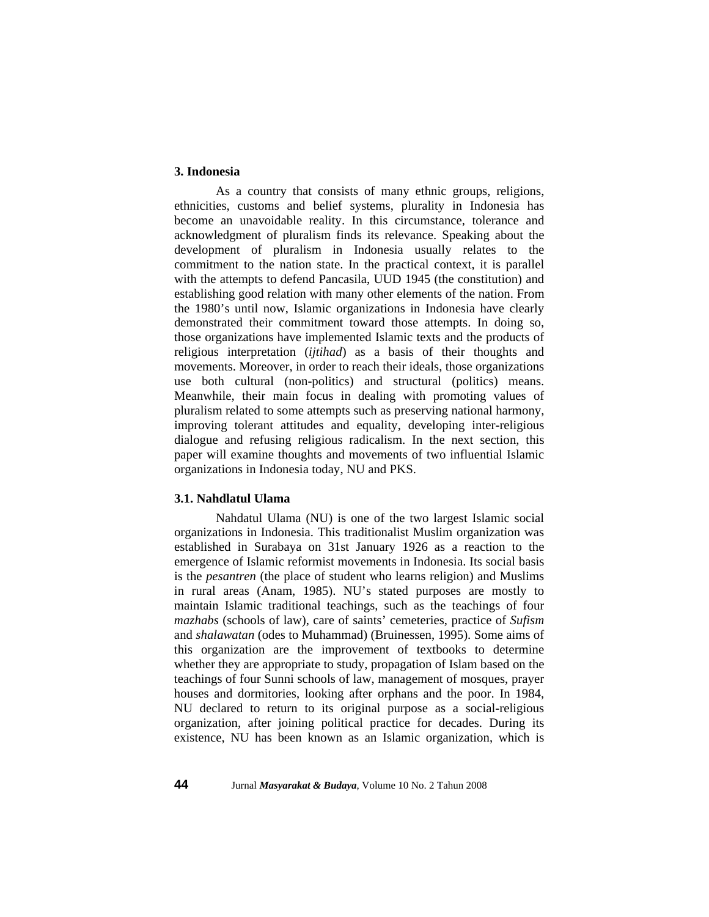### 3. Indonesia

As a country that consists of many ethnic groups, religions, ethnicities, customs and belief systems, plurality in Indonesia has become an unavoidable reality. In this circumstance, tolerance and acknowledgment of pluralism finds its relevance. Speaking about the development of pluralism in Indonesia usually relates to the commitment to the nation state. In the practical context, it is parallel with the attempts to defend Pancasila, UUD 1945 (the constitution) and establishing good relation with many other elements of the nation. From the 1980's until now, Islamic organizations in Indonesia have clearly demonstrated their commitment toward those attempts. In doing so, those organizations have implemented Islamic texts and the products of religious interpretation (*ijtihad*) as a basis of their thoughts and movements. Moreover, in order to reach their ideals, those organizations use both cultural (non-politics) and structural (politics) means. Meanwhile, their main focus in dealing with promoting values of pluralism related to some attempts such as preserving national harmony, improving tolerant attitudes and equality, developing inter-religious dialogue and refusing religious radicalism. In the next section, this paper will examine thoughts and movements of two influential Islamic organizations in Indonesia today, NU and PKS.

#### 3.1. Nahdlatul Ulama

Nahdatul Ulama (NU) is one of the two largest Islamic social organizations in Indonesia. This traditionalist Muslim organization was established in Surabaya on 31st January 1926 as a reaction to the emergence of Islamic reformist movements in Indonesia. Its social basis is the *pesantren* (the place of student who learns religion) and Muslims in rural areas (Anam, 1985). NU's stated purposes are mostly to maintain Islamic traditional teachings, such as the teachings of four *mazhabs* (schools of law), care of saints' cemeteries, practice of *Sufism* and *shalawatan* (odes to Muhammad) (Bruinessen, 1995). Some aims of this organization are the improvement of textbooks to determine whether they are appropriate to study, propagation of Islam based on the teachings of four Sunni schools of law, management of mosques, prayer houses and dormitories, looking after orphans and the poor. In 1984, NU declared to return to its original purpose as a social-religious organization, after joining political practice for decades. During its existence, NU has been known as an Islamic organization, which is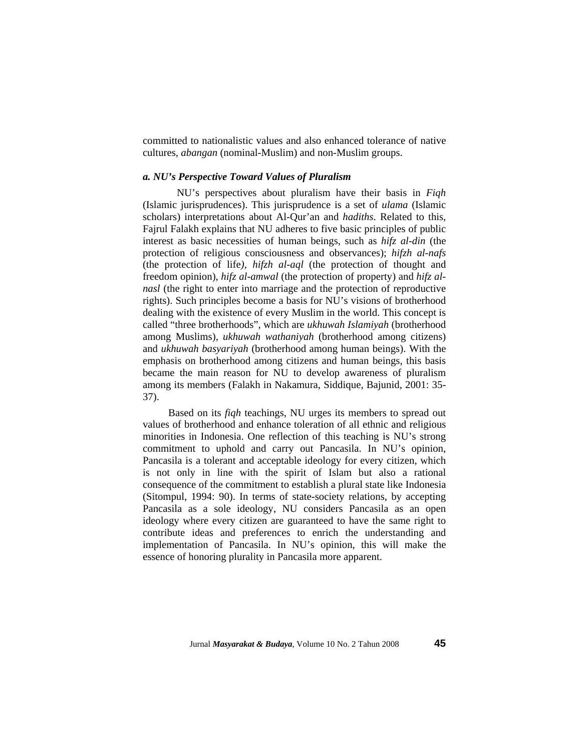committed to nationalistic values and also enhanced tolerance of native cultures, *abangan* (nominal-Muslim) and non-Muslim groups.

### *a. NU's Perspective Toward Values of Pluralism*

NU's perspectives about pluralism have their basis in *Fiqh* (Islamic jurisprudences). This jurisprudence is a set of *ulama* (Islamic scholars) interpretations about Al-Qur'an and *hadiths*. Related to this, Fajrul Falakh explains that NU adheres to five basic principles of public interest as basic necessities of human beings, such as *hifz al-din* (the protection of religious consciousness and observances); *hifzh al-nafs* (the protection of life*)*, *hifzh al-aql* (the protection of thought and freedom opinion), *hifz al-amwal* (the protection of property) and *hifz al-nasl* (the right to enter into marriage and the protection of reproductive rights). Such principles become a basis for NU's visions of brotherhood dealing with the existence of every Muslim in the world. This concept is called "three brotherhoods", which are *ukhuwah Islamiyah* (brotherhood among Muslims), *ukhuwah wathaniyah* (brotherhood among citizens) and *ukhuwah basyariyah* (brotherhood among human beings). With the emphasis on brotherhood among citizens and human beings, this basis became the main reason for NU to develop awareness of pluralism among its members (Falakh in Nakamura, Siddique, Bajunid, 2001: 35-37).

Based on its *fiqh* teachings, NU urges its members to spread out values of brotherhood and enhance toleration of all ethnic and religious minorities in Indonesia. One reflection of this teaching is NU's strong commitment to uphold and carry out Pancasila. In NU's opinion, Pancasila is a tolerant and acceptable ideology for every citizen, which is not only in line with the spirit of Islam but also a rational consequence of the commitment to establish a plural state like Indonesia (Sitompul, 1994: 90). In terms of state-society relations, by accepting Pancasila as a sole ideology, NU considers Pancasila as an open ideology where every citizen are guaranteed to have the same right to contribute ideas and preferences to enrich the understanding and implementation of Pancasila. In NU's opinion, this will make the essence of honoring plurality in Pancasila more apparent.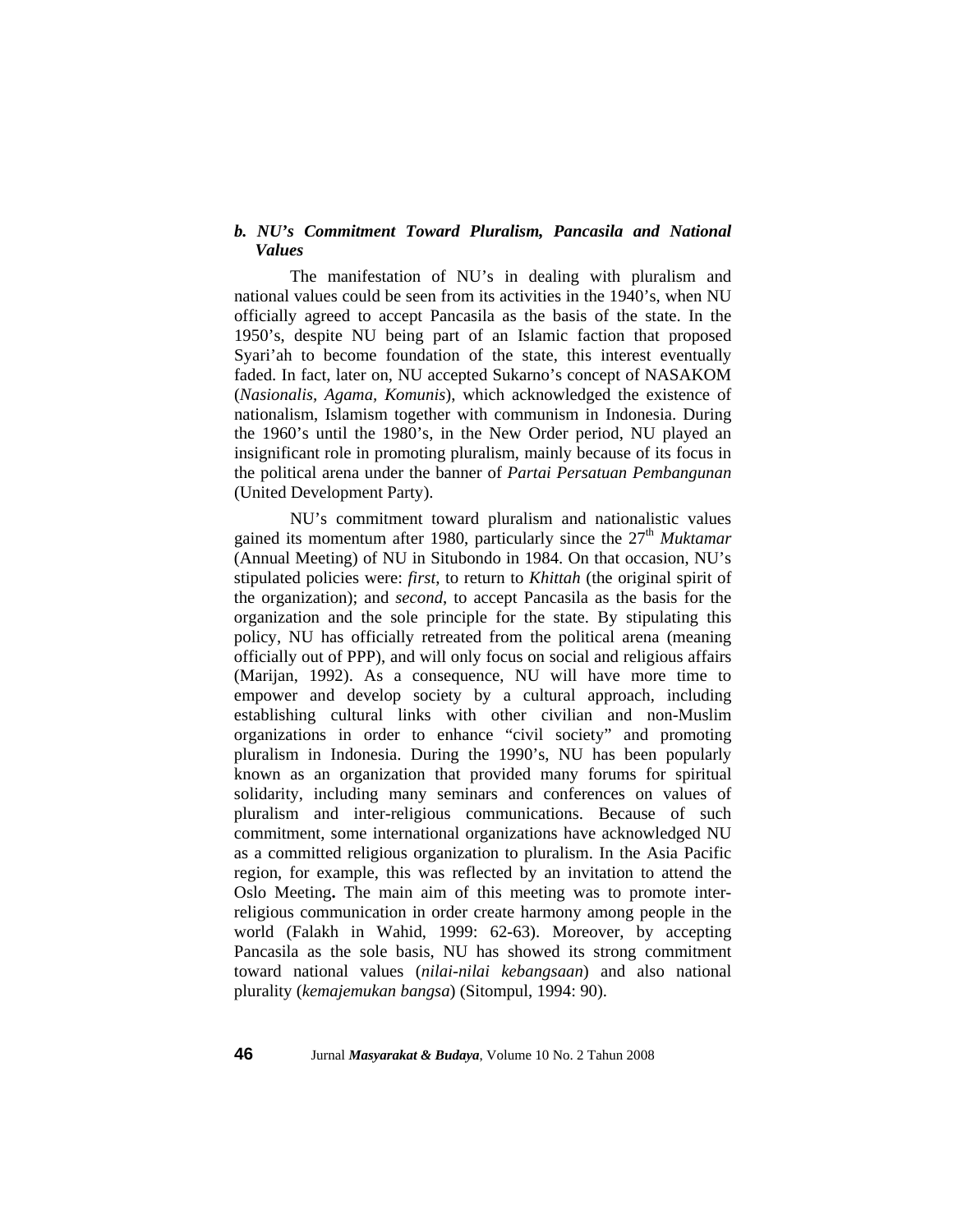### *b. NU's Commitment Toward Pluralism, Pancasila and National Values*

The manifestation of NU's in dealing with pluralism and national values could be seen from its activities in the 1940's, when NU officially agreed to accept Pancasila as the basis of the state. In the 1950's, despite NU being part of an Islamic faction that proposed Syari'ah to become foundation of the state, this interest eventually faded. In fact, later on, NU accepted Sukarno's concept of NASAKOM (*Nasionalis, Agama, Komunis*), which acknowledged the existence of nationalism, Islamism together with communism in Indonesia. During the 1960's until the 1980's, in the New Order period, NU played an insignificant role in promoting pluralism, mainly because of its focus in the political arena under the banner of *Partai Persatuan Pembangunan* (United Development Party).

NU's commitment toward pluralism and nationalistic values gained its momentum after 1980, particularly since the 27th *Muktamar* (Annual Meeting) of NU in Situbondo in 1984. On that occasion, NU's stipulated policies were: *first*, to return to *Khittah* (the original spirit of the organization); and *second*, to accept Pancasila as the basis for the organization and the sole principle for the state. By stipulating this policy, NU has officially retreated from the political arena (meaning officially out of PPP), and will only focus on social and religious affairs (Marijan, 1992). As a consequence, NU will have more time to empower and develop society by a cultural approach, including establishing cultural links with other civilian and non-Muslim organizations in order to enhance "civil society" and promoting pluralism in Indonesia. During the 1990's, NU has been popularly known as an organization that provided many forums for spiritual solidarity, including many seminars and conferences on values of pluralism and inter-religious communications. Because of such commitment, some international organizations have acknowledged NU as a committed religious organization to pluralism. In the Asia Pacific region, for example, this was reflected by an invitation to attend the Oslo Meeting**.** The main aim of this meeting was to promote inter-religious communication in order create harmony among people in the world (Falakh in Wahid, 1999: 62-63). Moreover, by accepting Pancasila as the sole basis, NU has showed its strong commitment toward national values (*nilai-nilai kebangsaan*) and also national plurality (*kemajemukan bangsa*) (Sitompul, 1994: 90).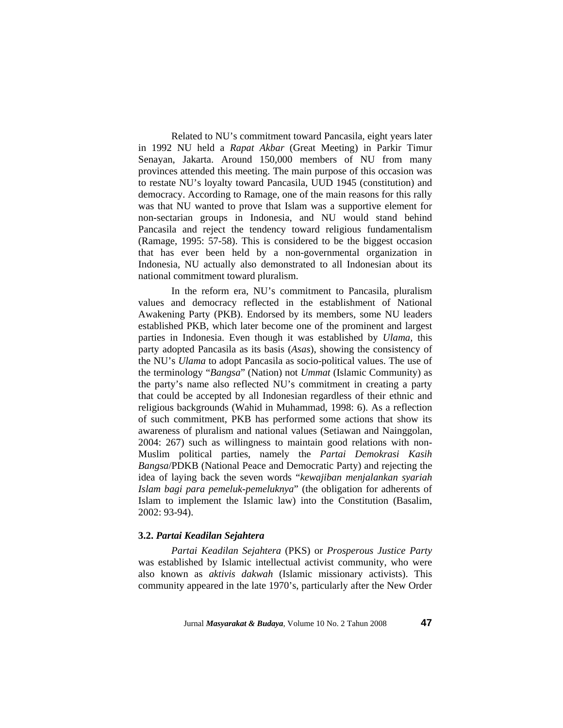Related to NU's commitment toward Pancasila, eight years later in 1992 NU held a *Rapat Akbar* (Great Meeting) in Parkir Timur Senayan, Jakarta. Around 150,000 members of NU from many provinces attended this meeting. The main purpose of this occasion was to restate NU's loyalty toward Pancasila, UUD 1945 (constitution) and democracy. According to Ramage, one of the main reasons for this rally was that NU wanted to prove that Islam was a supportive element for non-sectarian groups in Indonesia, and NU would stand behind Pancasila and reject the tendency toward religious fundamentalism (Ramage, 1995: 57-58). This is considered to be the biggest occasion that has ever been held by a non-governmental organization in Indonesia, NU actually also demonstrated to all Indonesian about its national commitment toward pluralism.

In the reform era, NU's commitment to Pancasila, pluralism values and democracy reflected in the establishment of National Awakening Party (PKB). Endorsed by its members, some NU leaders established PKB, which later become one of the prominent and largest parties in Indonesia. Even though it was established by *Ulama*, this party adopted Pancasila as its basis (*Asas*), showing the consistency of the NU's *Ulama* to adopt Pancasila as socio-political values. The use of the terminology "*Bangsa*" (Nation) not *Ummat* (Islamic Community) as the party's name also reflected NU's commitment in creating a party that could be accepted by all Indonesian regardless of their ethnic and religious backgrounds (Wahid in Muhammad, 1998: 6). As a reflection of such commitment, PKB has performed some actions that show its awareness of pluralism and national values (Setiawan and Nainggolan, 2004: 267) such as willingness to maintain good relations with non-Muslim political parties, namely the *Partai Demokrasi Kasih Bangsa*/PDKB (National Peace and Democratic Party) and rejecting the idea of laying back the seven words "*kewajiban menjalankan syariah Islam bagi para pemeluk-pemeluknya*" (the obligation for adherents of Islam to implement the Islamic law) into the Constitution (Basalim, 2002: 93-94).

### 3.2. *Partai Keadilan Sejahtera*

*Partai Keadilan Sejahtera* (PKS) or *Prosperous Justice Party* was established by Islamic intellectual activist community, who were also known as *aktivis dakwah* (Islamic missionary activists). This community appeared in the late 1970's, particularly after the New Order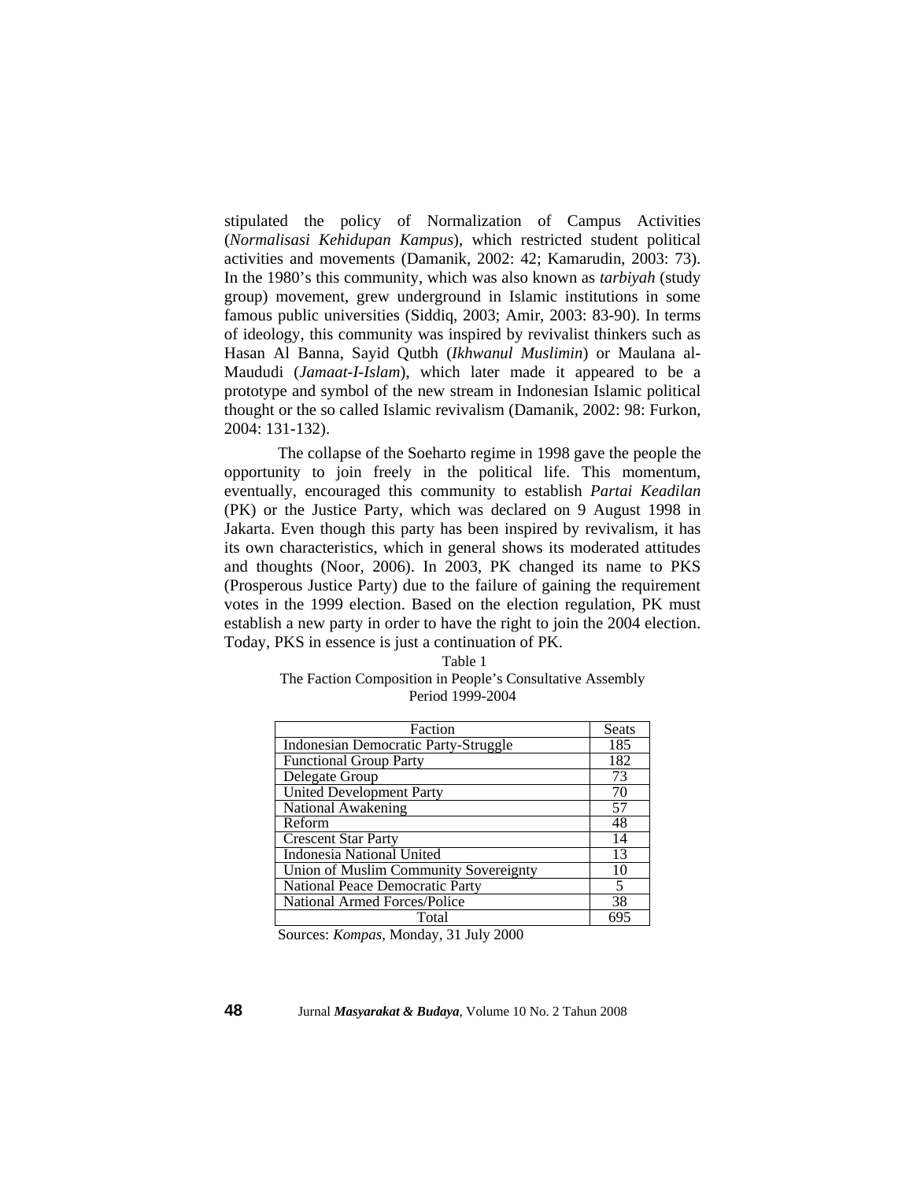stipulated the policy of Normalization of Campus Activities (*Normalisasi Kehidupan Kampus*), which restricted student political activities and movements (Damanik, 2002: 42; Kamarudin, 2003: 73). In the 1980's this community, which was also known as *tarbiyah* (study group) movement, grew underground in Islamic institutions in some famous public universities (Siddiq, 2003; Amir, 2003: 83-90). In terms of ideology, this community was inspired by revivalist thinkers such as Hasan Al Banna, Sayid Qutbh (*Ikhwanul Muslimin*) or Maulana al-Maududi (*Jamaat-I-Islam*), which later made it appeared to be a prototype and symbol of the new stream in Indonesian Islamic political thought or the so called Islamic revivalism (Damanik, 2002: 98: Furkon, 2004: 131-132).

The collapse of the Soeharto regime in 1998 gave the people the opportunity to join freely in the political life. This momentum, eventually, encouraged this community to establish *Partai Keadilan* (PK) or the Justice Party, which was declared on 9 August 1998 in Jakarta. Even though this party has been inspired by revivalism, it has its own characteristics, which in general shows its moderated attitudes and thoughts (Noor, 2006). In 2003, PK changed its name to PKS (Prosperous Justice Party) due to the failure of gaining the requirement votes in the 1999 election. Based on the election regulation, PK must establish a new party in order to have the right to join the 2004 election. Today, PKS in essence is just a continuation of PK.

Table 1
The Faction Composition in People's Consultative Assembly
Period 1999-2004

| Faction | Seats |
|---|---|
| Indonesian Democratic Party-Struggle | 185 |
| Functional Group Party | 182 |
| Delegate Group | 73 |
| United Development Party | 70 |
| National Awakening | 57 |
| Reform | 48 |
| Crescent Star Party | 14 |
| Indonesia National United | 13 |
| Union of Muslim Community Sovereignty | 10 |
| National Peace Democratic Party | 5 |
| National Armed Forces/Police | 38 |
| Total | 695 |

Sources: *Kompas*, Monday, 31 July 2000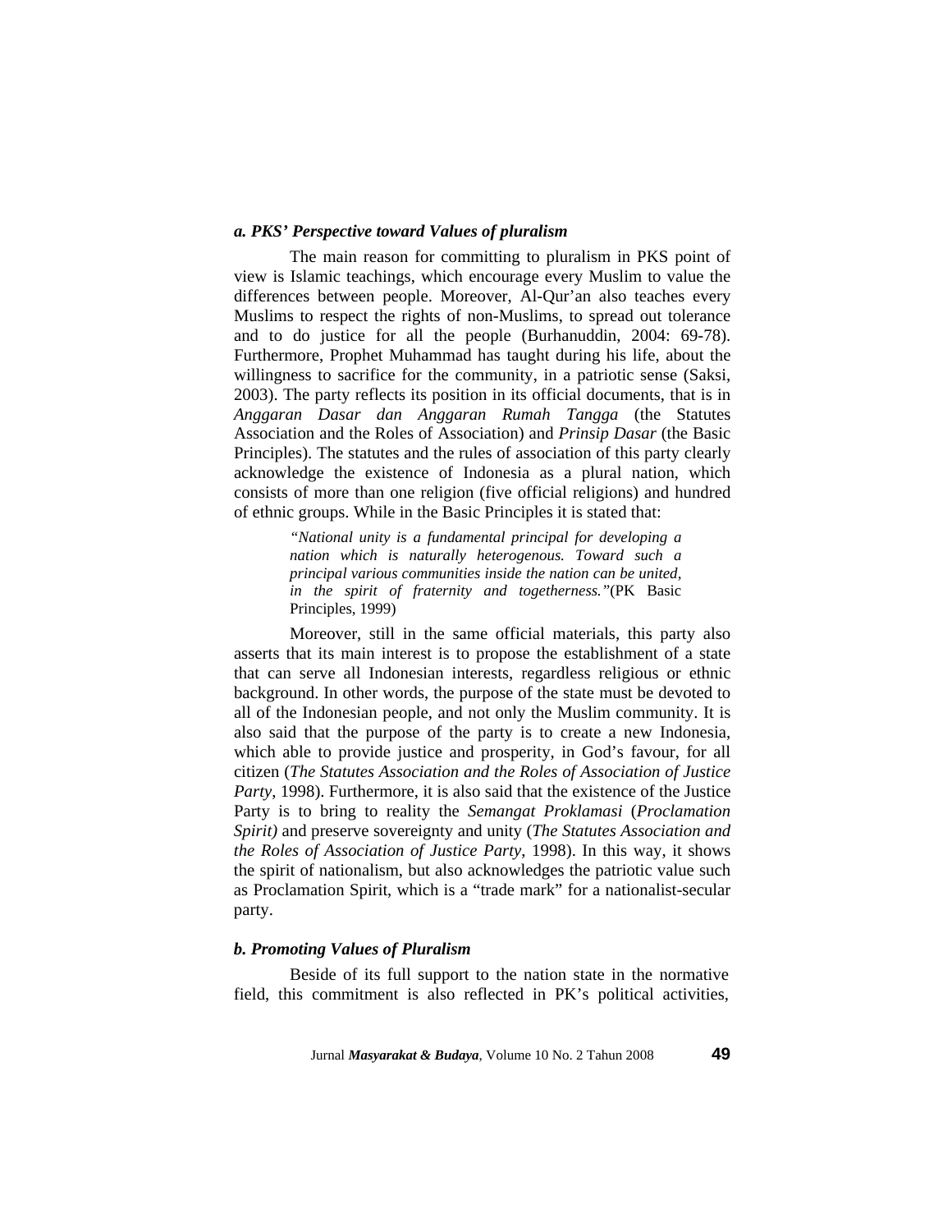### *a. PKS' Perspective toward Values of pluralism*

The main reason for committing to pluralism in PKS point of view is Islamic teachings, which encourage every Muslim to value the differences between people. Moreover, Al-Qur'an also teaches every Muslims to respect the rights of non-Muslims, to spread out tolerance and to do justice for all the people (Burhanuddin, 2004: 69-78). Furthermore, Prophet Muhammad has taught during his life, about the willingness to sacrifice for the community, in a patriotic sense (Saksi, 2003). The party reflects its position in its official documents, that is in *Anggaran Dasar dan Anggaran Rumah Tangga* (the Statutes Association and the Roles of Association) and *Prinsip Dasar* (the Basic Principles). The statutes and the rules of association of this party clearly acknowledge the existence of Indonesia as a plural nation, which consists of more than one religion (five official religions) and hundred of ethnic groups. While in the Basic Principles it is stated that:

> *"National unity is a fundamental principal for developing a nation which is naturally heterogenous. Toward such a principal various communities inside the nation can be united, in the spirit of fraternity and togetherness."*(PK Basic Principles, 1999)

Moreover, still in the same official materials, this party also asserts that its main interest is to propose the establishment of a state that can serve all Indonesian interests, regardless religious or ethnic background. In other words, the purpose of the state must be devoted to all of the Indonesian people, and not only the Muslim community. It is also said that the purpose of the party is to create a new Indonesia, which able to provide justice and prosperity, in God's favour, for all citizen (*The Statutes Association and the Roles of Association of Justice Party*, 1998). Furthermore, it is also said that the existence of the Justice Party is to bring to reality the *Semangat Proklamasi* (*Proclamation Spirit)* and preserve sovereignty and unity (*The Statutes Association and the Roles of Association of Justice Party*, 1998). In this way, it shows the spirit of nationalism, but also acknowledges the patriotic value such as Proclamation Spirit, which is a "trade mark" for a nationalist-secular party.

### *b. Promoting Values of Pluralism*

Beside of its full support to the nation state in the normative field, this commitment is also reflected in PK's political activities,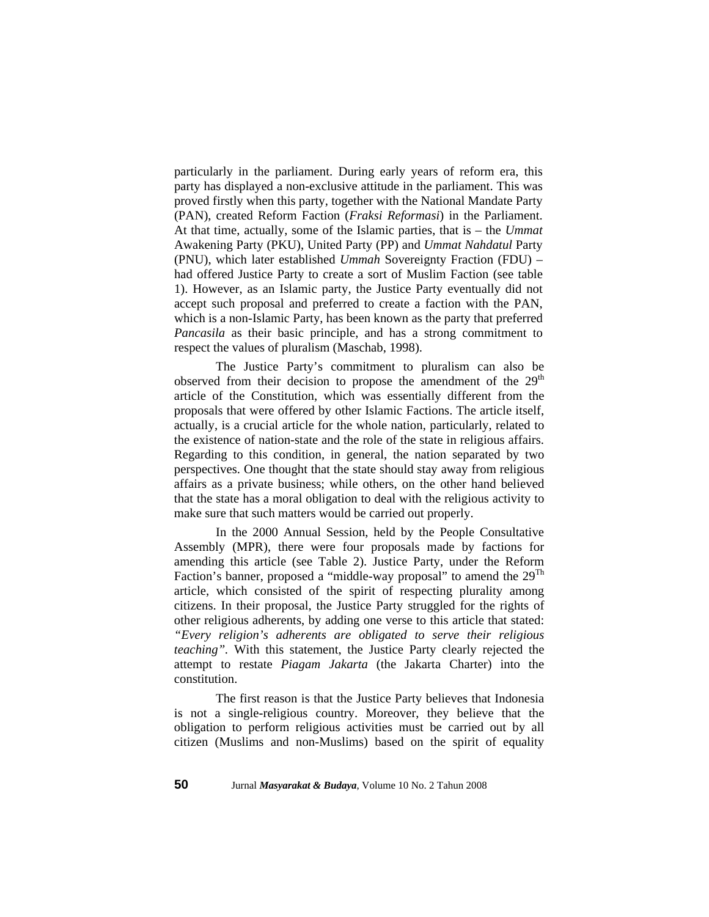particularly in the parliament. During early years of reform era, this party has displayed a non-exclusive attitude in the parliament. This was proved firstly when this party, together with the National Mandate Party (PAN), created Reform Faction (*Fraksi Reformasi*) in the Parliament. At that time, actually, some of the Islamic parties, that is – the *Ummat* Awakening Party (PKU), United Party (PP) and *Ummat Nahdatul* Party (PNU), which later established *Ummah* Sovereignty Fraction (FDU) – had offered Justice Party to create a sort of Muslim Faction (see table 1). However, as an Islamic party, the Justice Party eventually did not accept such proposal and preferred to create a faction with the PAN, which is a non-Islamic Party, has been known as the party that preferred *Pancasila* as their basic principle, and has a strong commitment to respect the values of pluralism (Maschab, 1998).

The Justice Party's commitment to pluralism can also be observed from their decision to propose the amendment of the 29th article of the Constitution, which was essentially different from the proposals that were offered by other Islamic Factions. The article itself, actually, is a crucial article for the whole nation, particularly, related to the existence of nation-state and the role of the state in religious affairs. Regarding to this condition, in general, the nation separated by two perspectives. One thought that the state should stay away from religious affairs as a private business; while others, on the other hand believed that the state has a moral obligation to deal with the religious activity to make sure that such matters would be carried out properly.

In the 2000 Annual Session, held by the People Consultative Assembly (MPR), there were four proposals made by factions for amending this article (see Table 2). Justice Party, under the Reform Faction's banner, proposed a "middle-way proposal" to amend the 29Th article, which consisted of the spirit of respecting plurality among citizens. In their proposal, the Justice Party struggled for the rights of other religious adherents, by adding one verse to this article that stated: *"Every religion's adherents are obligated to serve their religious teaching"*. With this statement, the Justice Party clearly rejected the attempt to restate *Piagam Jakarta* (the Jakarta Charter) into the constitution.

The first reason is that the Justice Party believes that Indonesia is not a single-religious country. Moreover, they believe that the obligation to perform religious activities must be carried out by all citizen (Muslims and non-Muslims) based on the spirit of equality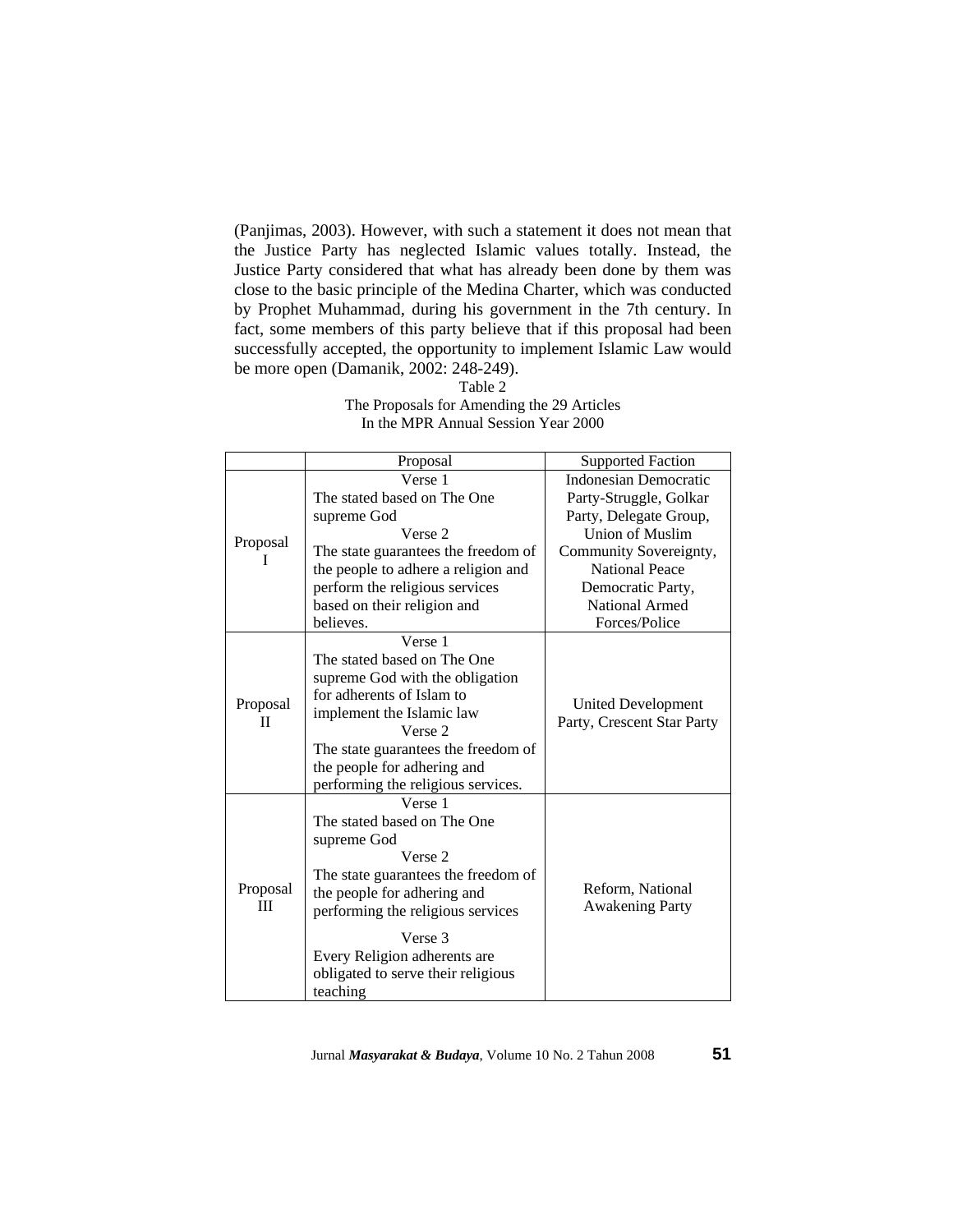(Panjimas, 2003). However, with such a statement it does not mean that the Justice Party has neglected Islamic values totally. Instead, the Justice Party considered that what has already been done by them was close to the basic principle of the Medina Charter, which was conducted by Prophet Muhammad, during his government in the 7th century. In fact, some members of this party believe that if this proposal had been successfully accepted, the opportunity to implement Islamic Law would be more open (Damanik, 2002: 248-249).

Table 2
The Proposals for Amending the 29 Articles
In the MPR Annual Session Year 2000

| | Proposal | Supported Faction |
|---|---|---|
| Proposal I | Verse 1<br>The stated based on The One supreme God<br>Verse 2<br>The state guarantees the freedom of the people to adhere a religion and perform the religious services based on their religion and believes. | Indonesian Democratic Party-Struggle, Golkar Party, Delegate Group, Union of Muslim Community Sovereignty, National Peace Democratic Party, National Armed Forces/Police |
| Proposal II | Verse 1<br>The stated based on The One supreme God with the obligation for adherents of Islam to implement the Islamic law<br>Verse 2<br>The state guarantees the freedom of the people for adhering and performing the religious services. | United Development Party, Crescent Star Party |
| Proposal III | Verse 1<br>The stated based on The One supreme God<br>Verse 2<br>The state guarantees the freedom of the people for adhering and performing the religious services<br>Verse 3<br>Every Religion adherents are obligated to serve their religious teaching | Reform, National Awakening Party |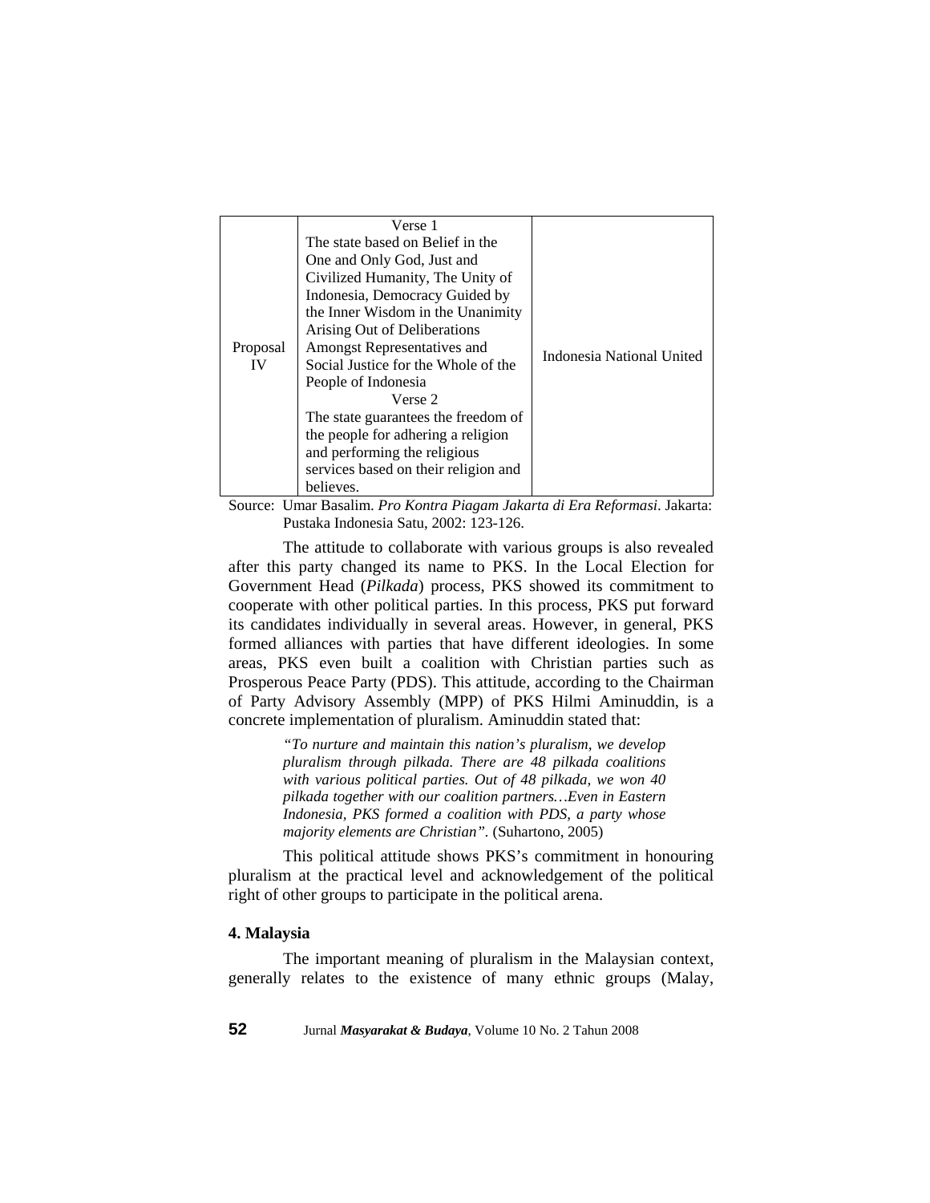| | | |
|---|---|---|
| Proposal IV | Verse 1<br>The state based on Belief in the One and Only God, Just and Civilized Humanity, The Unity of Indonesia, Democracy Guided by the Inner Wisdom in the Unanimity Arising Out of Deliberations Amongst Representatives and Social Justice for the Whole of the People of Indonesia<br>Verse 2<br>The state guarantees the freedom of the people for adhering a religion and performing the religious services based on their religion and believes. | Indonesia National United |

Source: Umar Basalim. *Pro Kontra Piagam Jakarta di Era Reformasi*. Jakarta: Pustaka Indonesia Satu, 2002: 123-126.

The attitude to collaborate with various groups is also revealed after this party changed its name to PKS. In the Local Election for Government Head (*Pilkada*) process, PKS showed its commitment to cooperate with other political parties. In this process, PKS put forward its candidates individually in several areas. However, in general, PKS formed alliances with parties that have different ideologies. In some areas, PKS even built a coalition with Christian parties such as Prosperous Peace Party (PDS). This attitude, according to the Chairman of Party Advisory Assembly (MPP) of PKS Hilmi Aminuddin, is a concrete implementation of pluralism. Aminuddin stated that:

> *"To nurture and maintain this nation's pluralism, we develop pluralism through pilkada. There are 48 pilkada coalitions with various political parties. Out of 48 pilkada, we won 40 pilkada together with our coalition partners…Even in Eastern Indonesia, PKS formed a coalition with PDS, a party whose majority elements are Christian".* (Suhartono, 2005)

This political attitude shows PKS's commitment in honouring pluralism at the practical level and acknowledgement of the political right of other groups to participate in the political arena.

**4. Malaysia**

The important meaning of pluralism in the Malaysian context, generally relates to the existence of many ethnic groups (Malay,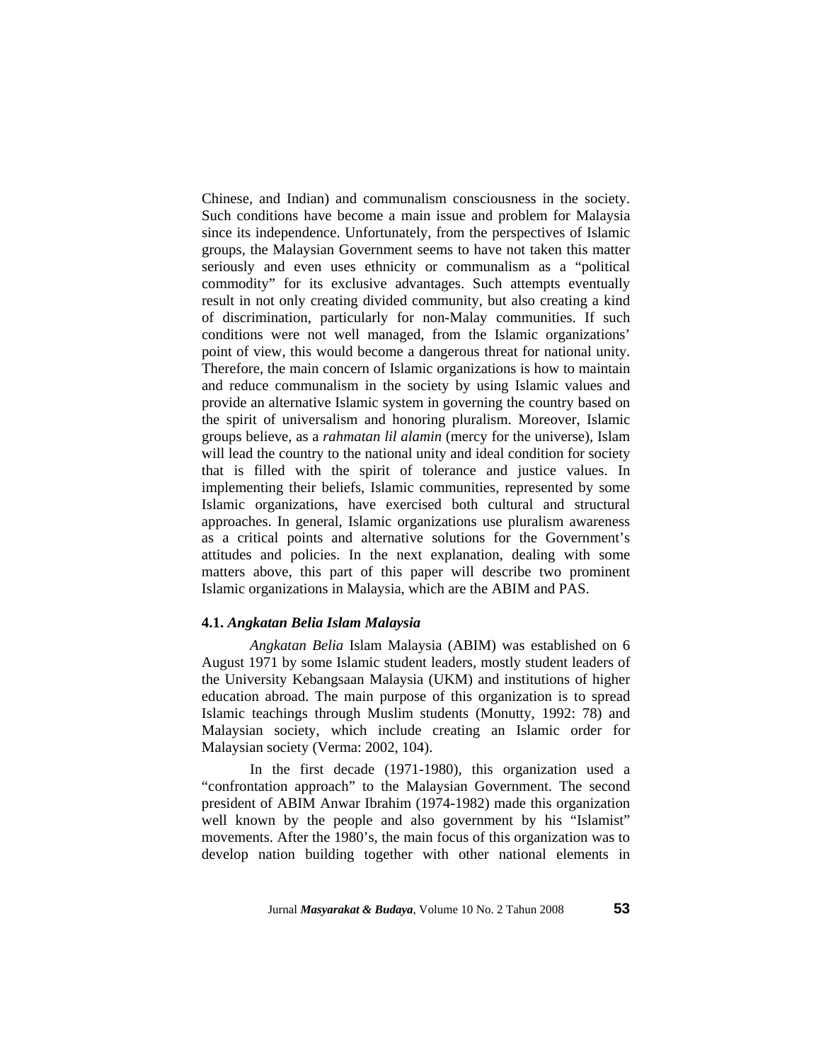Chinese, and Indian) and communalism consciousness in the society. Such conditions have become a main issue and problem for Malaysia since its independence. Unfortunately, from the perspectives of Islamic groups, the Malaysian Government seems to have not taken this matter seriously and even uses ethnicity or communalism as a "political commodity" for its exclusive advantages. Such attempts eventually result in not only creating divided community, but also creating a kind of discrimination, particularly for non-Malay communities. If such conditions were not well managed, from the Islamic organizations' point of view, this would become a dangerous threat for national unity. Therefore, the main concern of Islamic organizations is how to maintain and reduce communalism in the society by using Islamic values and provide an alternative Islamic system in governing the country based on the spirit of universalism and honoring pluralism. Moreover, Islamic groups believe, as a *rahmatan lil alamin* (mercy for the universe), Islam will lead the country to the national unity and ideal condition for society that is filled with the spirit of tolerance and justice values. In implementing their beliefs, Islamic communities, represented by some Islamic organizations, have exercised both cultural and structural approaches. In general, Islamic organizations use pluralism awareness as a critical points and alternative solutions for the Government's attitudes and policies. In the next explanation, dealing with some matters above, this part of this paper will describe two prominent Islamic organizations in Malaysia, which are the ABIM and PAS.

### 4.1. *Angkatan Belia Islam Malaysia*

*Angkatan Belia* Islam Malaysia (ABIM) was established on 6 August 1971 by some Islamic student leaders, mostly student leaders of the University Kebangsaan Malaysia (UKM) and institutions of higher education abroad. The main purpose of this organization is to spread Islamic teachings through Muslim students (Monutty, 1992: 78) and Malaysian society, which include creating an Islamic order for Malaysian society (Verma: 2002, 104).

In the first decade (1971-1980), this organization used a "confrontation approach" to the Malaysian Government. The second president of ABIM Anwar Ibrahim (1974-1982) made this organization well known by the people and also government by his "Islamist" movements. After the 1980's, the main focus of this organization was to develop nation building together with other national elements in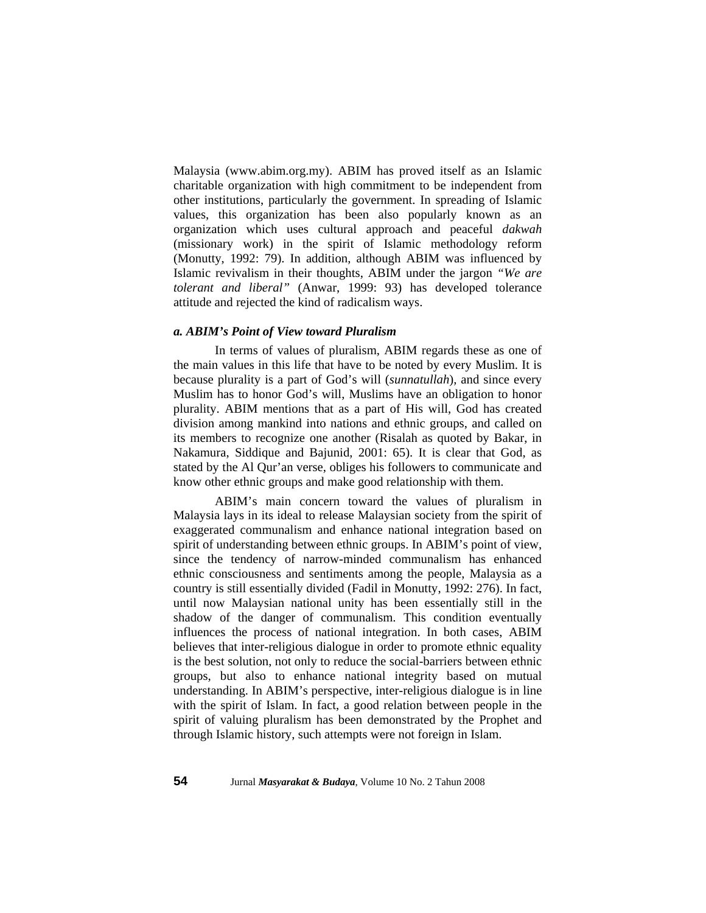Malaysia (www.abim.org.my). ABIM has proved itself as an Islamic charitable organization with high commitment to be independent from other institutions, particularly the government. In spreading of Islamic values, this organization has been also popularly known as an organization which uses cultural approach and peaceful *dakwah* (missionary work) in the spirit of Islamic methodology reform (Monutty, 1992: 79). In addition, although ABIM was influenced by Islamic revivalism in their thoughts, ABIM under the jargon *"We are tolerant and liberal"* (Anwar, 1999: 93) has developed tolerance attitude and rejected the kind of radicalism ways.

### *a. ABIM's Point of View toward Pluralism*

In terms of values of pluralism, ABIM regards these as one of the main values in this life that have to be noted by every Muslim. It is because plurality is a part of God's will (*sunnatullah*), and since every Muslim has to honor God's will, Muslims have an obligation to honor plurality. ABIM mentions that as a part of His will, God has created division among mankind into nations and ethnic groups, and called on its members to recognize one another (Risalah as quoted by Bakar, in Nakamura, Siddique and Bajunid, 2001: 65). It is clear that God, as stated by the Al Qur'an verse, obliges his followers to communicate and know other ethnic groups and make good relationship with them.

ABIM's main concern toward the values of pluralism in Malaysia lays in its ideal to release Malaysian society from the spirit of exaggerated communalism and enhance national integration based on spirit of understanding between ethnic groups. In ABIM's point of view, since the tendency of narrow-minded communalism has enhanced ethnic consciousness and sentiments among the people, Malaysia as a country is still essentially divided (Fadil in Monutty, 1992: 276). In fact, until now Malaysian national unity has been essentially still in the shadow of the danger of communalism. This condition eventually influences the process of national integration. In both cases, ABIM believes that inter-religious dialogue in order to promote ethnic equality is the best solution, not only to reduce the social-barriers between ethnic groups, but also to enhance national integrity based on mutual understanding. In ABIM's perspective, inter-religious dialogue is in line with the spirit of Islam. In fact, a good relation between people in the spirit of valuing pluralism has been demonstrated by the Prophet and through Islamic history, such attempts were not foreign in Islam.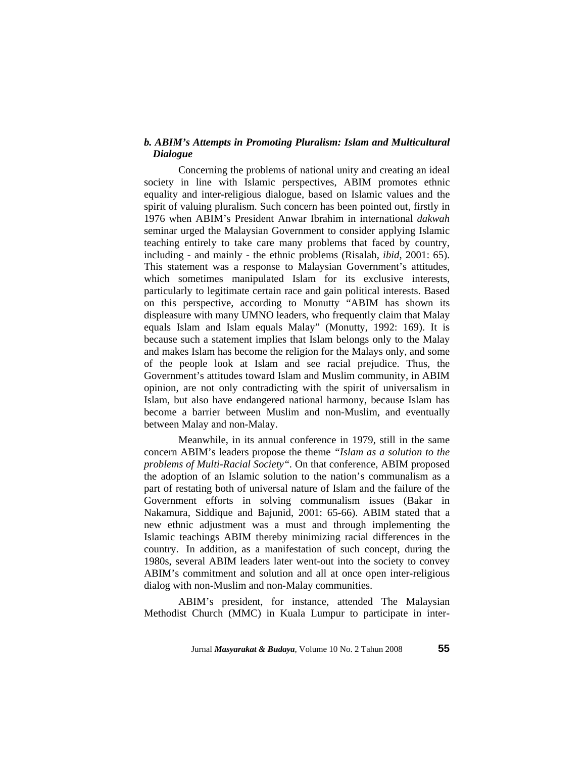### *b. ABIM's Attempts in Promoting Pluralism: Islam and Multicultural Dialogue*

Concerning the problems of national unity and creating an ideal society in line with Islamic perspectives, ABIM promotes ethnic equality and inter-religious dialogue, based on Islamic values and the spirit of valuing pluralism. Such concern has been pointed out, firstly in 1976 when ABIM's President Anwar Ibrahim in international *dakwah* seminar urged the Malaysian Government to consider applying Islamic teaching entirely to take care many problems that faced by country, including - and mainly - the ethnic problems (Risalah, *ibid*, 2001: 65). This statement was a response to Malaysian Government's attitudes, which sometimes manipulated Islam for its exclusive interests, particularly to legitimate certain race and gain political interests. Based on this perspective, according to Monutty "ABIM has shown its displeasure with many UMNO leaders, who frequently claim that Malay equals Islam and Islam equals Malay" (Monutty, 1992: 169). It is because such a statement implies that Islam belongs only to the Malay and makes Islam has become the religion for the Malays only, and some of the people look at Islam and see racial prejudice. Thus, the Government's attitudes toward Islam and Muslim community, in ABIM opinion, are not only contradicting with the spirit of universalism in Islam, but also have endangered national harmony, because Islam has become a barrier between Muslim and non-Muslim, and eventually between Malay and non-Malay.

Meanwhile, in its annual conference in 1979, still in the same concern ABIM's leaders propose the theme *"Islam as a solution to the problems of Multi-Racial Society"*. On that conference, ABIM proposed the adoption of an Islamic solution to the nation's communalism as a part of restating both of universal nature of Islam and the failure of the Government efforts in solving communalism issues (Bakar in Nakamura, Siddique and Bajunid, 2001: 65-66). ABIM stated that a new ethnic adjustment was a must and through implementing the Islamic teachings ABIM thereby minimizing racial differences in the country. In addition, as a manifestation of such concept, during the 1980s, several ABIM leaders later went-out into the society to convey ABIM's commitment and solution and all at once open inter-religious dialog with non-Muslim and non-Malay communities.

ABIM's president, for instance, attended The Malaysian Methodist Church (MMC) in Kuala Lumpur to participate in inter-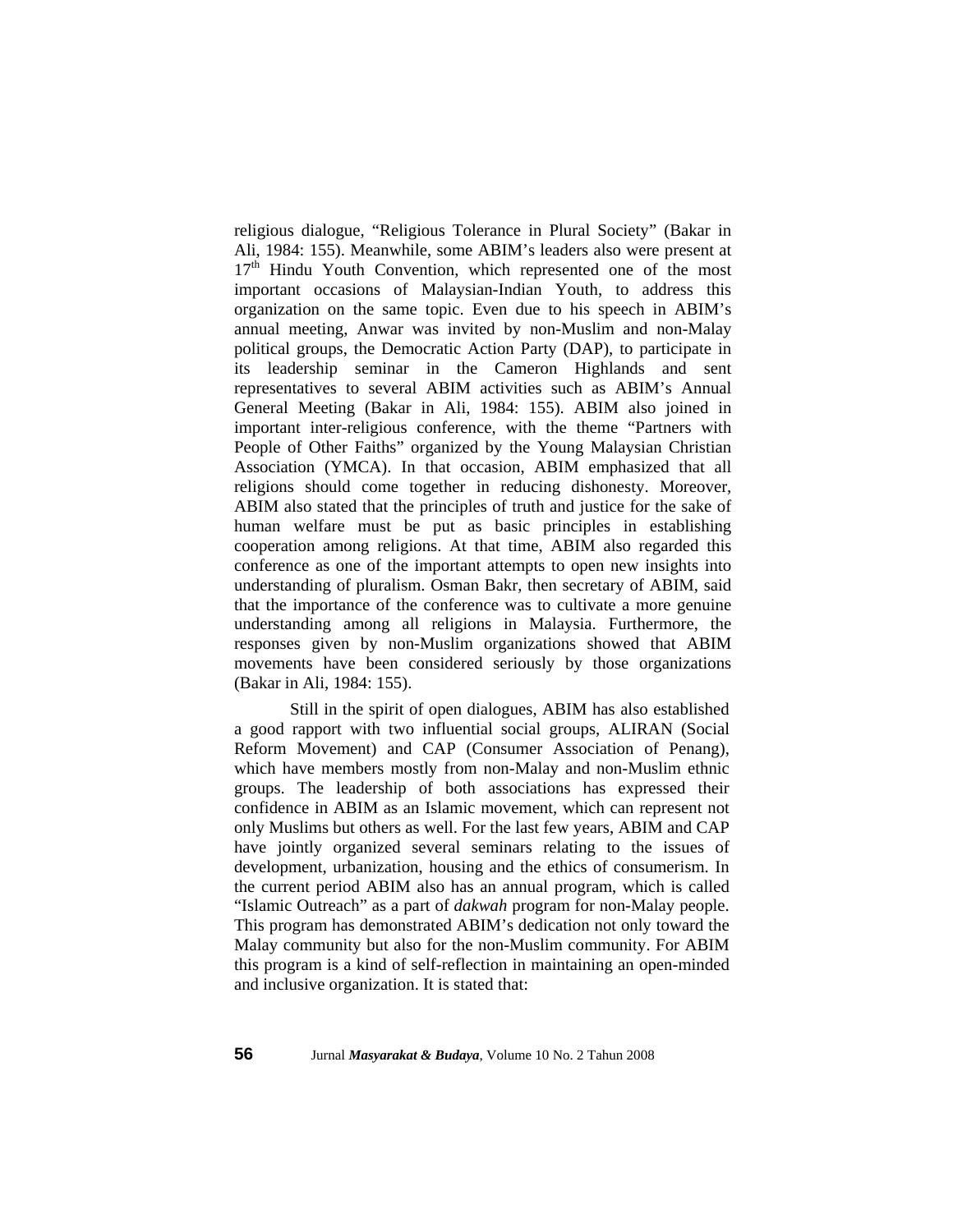religious dialogue, “Religious Tolerance in Plural Society” (Bakar in Ali, 1984: 155). Meanwhile, some ABIM’s leaders also were present at 17th Hindu Youth Convention, which represented one of the most important occasions of Malaysian-Indian Youth, to address this organization on the same topic. Even due to his speech in ABIM’s annual meeting, Anwar was invited by non-Muslim and non-Malay political groups, the Democratic Action Party (DAP), to participate in its leadership seminar in the Cameron Highlands and sent representatives to several ABIM activities such as ABIM’s Annual General Meeting (Bakar in Ali, 1984: 155). ABIM also joined in important inter-religious conference, with the theme “Partners with People of Other Faiths” organized by the Young Malaysian Christian Association (YMCA). In that occasion, ABIM emphasized that all religions should come together in reducing dishonesty. Moreover, ABIM also stated that the principles of truth and justice for the sake of human welfare must be put as basic principles in establishing cooperation among religions. At that time, ABIM also regarded this conference as one of the important attempts to open new insights into understanding of pluralism. Osman Bakr, then secretary of ABIM, said that the importance of the conference was to cultivate a more genuine understanding among all religions in Malaysia. Furthermore, the responses given by non-Muslim organizations showed that ABIM movements have been considered seriously by those organizations (Bakar in Ali, 1984: 155).

Still in the spirit of open dialogues, ABIM has also established a good rapport with two influential social groups, ALIRAN (Social Reform Movement) and CAP (Consumer Association of Penang), which have members mostly from non-Malay and non-Muslim ethnic groups. The leadership of both associations has expressed their confidence in ABIM as an Islamic movement, which can represent not only Muslims but others as well. For the last few years, ABIM and CAP have jointly organized several seminars relating to the issues of development, urbanization, housing and the ethics of consumerism. In the current period ABIM also has an annual program, which is called “Islamic Outreach” as a part of *dakwah* program for non-Malay people. This program has demonstrated ABIM’s dedication not only toward the Malay community but also for the non-Muslim community. For ABIM this program is a kind of self-reflection in maintaining an open-minded and inclusive organization. It is stated that: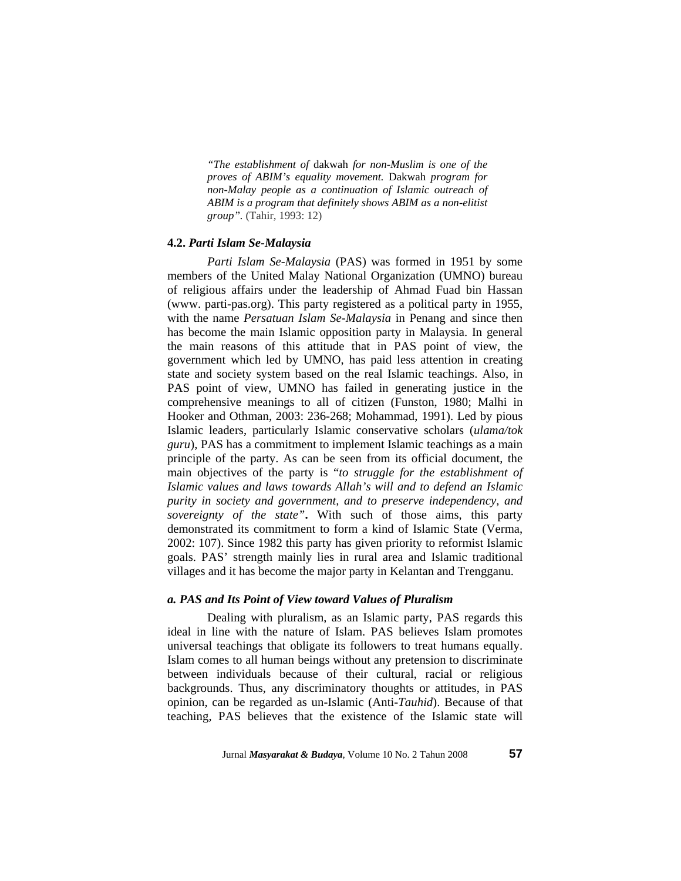> *"The establishment of* dakwah *for non-Muslim is one of the proves of ABIM's equality movement.* Dakwah *program for non-Malay people as a continuation of Islamic outreach of ABIM is a program that definitely shows ABIM as a non-elitist group".* (Tahir, 1993: 12)

### 4.2. *Parti Islam Se-Malaysia*

*Parti Islam Se-Malaysia* (PAS) was formed in 1951 by some members of the United Malay National Organization (UMNO) bureau of religious affairs under the leadership of Ahmad Fuad bin Hassan (www. parti-pas.org). This party registered as a political party in 1955, with the name *Persatuan Islam Se-Malaysia* in Penang and since then has become the main Islamic opposition party in Malaysia. In general the main reasons of this attitude that in PAS point of view, the government which led by UMNO, has paid less attention in creating state and society system based on the real Islamic teachings. Also, in PAS point of view, UMNO has failed in generating justice in the comprehensive meanings to all of citizen (Funston, 1980; Malhi in Hooker and Othman, 2003: 236-268; Mohammad, 1991). Led by pious Islamic leaders, particularly Islamic conservative scholars (*ulama/tok guru*), PAS has a commitment to implement Islamic teachings as a main principle of the party. As can be seen from its official document, the main objectives of the party is "*to struggle for the establishment of Islamic values and laws towards Allah's will and to defend an Islamic purity in society and government, and to preserve independency, and sovereignty of the state"***.** With such of those aims, this party demonstrated its commitment to form a kind of Islamic State (Verma, 2002: 107). Since 1982 this party has given priority to reformist Islamic goals. PAS' strength mainly lies in rural area and Islamic traditional villages and it has become the major party in Kelantan and Trengganu.

#### *a. PAS and Its Point of View toward Values of Pluralism*

Dealing with pluralism, as an Islamic party, PAS regards this ideal in line with the nature of Islam. PAS believes Islam promotes universal teachings that obligate its followers to treat humans equally. Islam comes to all human beings without any pretension to discriminate between individuals because of their cultural, racial or religious backgrounds. Thus, any discriminatory thoughts or attitudes, in PAS opinion, can be regarded as un-Islamic (Anti-*Tauhid*). Because of that teaching, PAS believes that the existence of the Islamic state will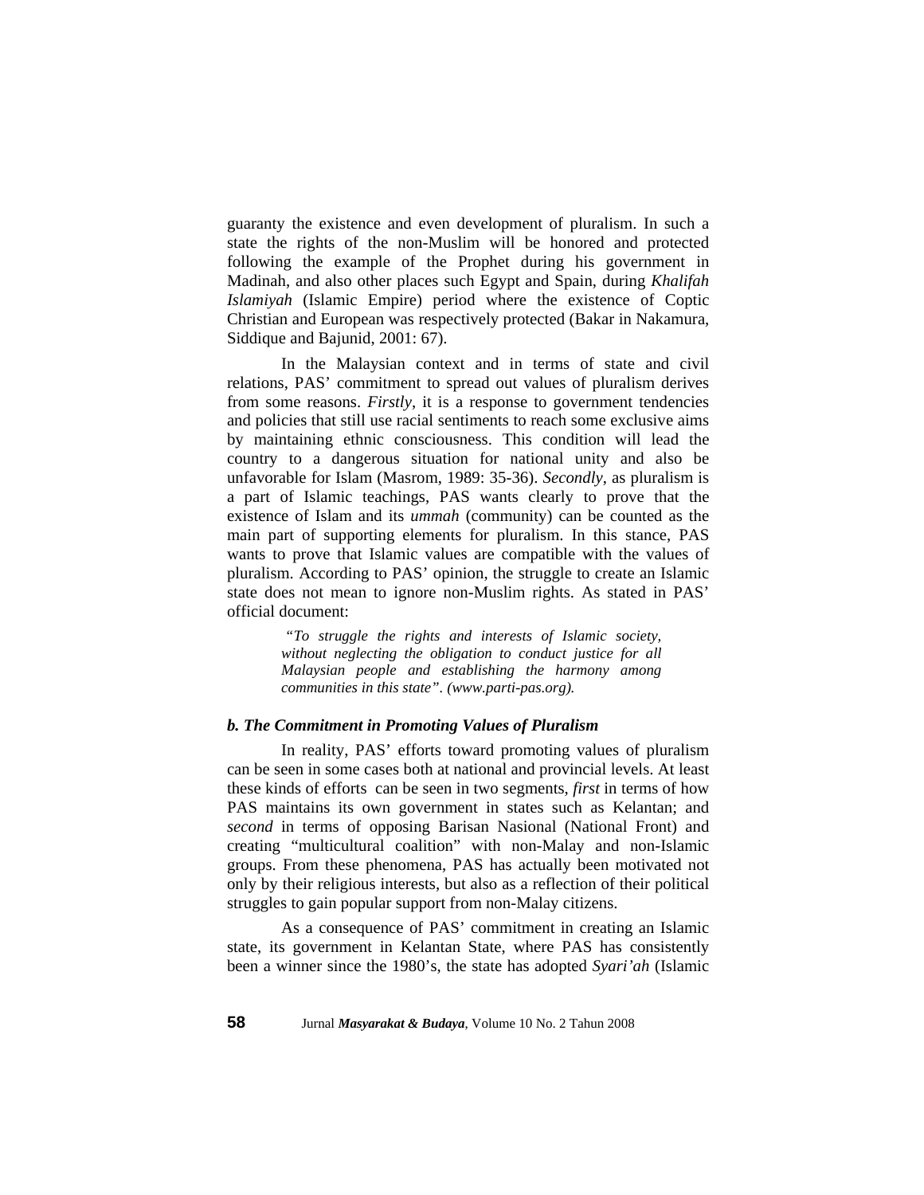guaranty the existence and even development of pluralism. In such a state the rights of the non-Muslim will be honored and protected following the example of the Prophet during his government in Madinah, and also other places such Egypt and Spain, during *Khalifah Islamiyah* (Islamic Empire) period where the existence of Coptic Christian and European was respectively protected (Bakar in Nakamura, Siddique and Bajunid, 2001: 67).

In the Malaysian context and in terms of state and civil relations, PAS' commitment to spread out values of pluralism derives from some reasons. *Firstly*, it is a response to government tendencies and policies that still use racial sentiments to reach some exclusive aims by maintaining ethnic consciousness. This condition will lead the country to a dangerous situation for national unity and also be unfavorable for Islam (Masrom, 1989: 35-36). *Secondly*, as pluralism is a part of Islamic teachings, PAS wants clearly to prove that the existence of Islam and its *ummah* (community) can be counted as the main part of supporting elements for pluralism. In this stance, PAS wants to prove that Islamic values are compatible with the values of pluralism. According to PAS' opinion, the struggle to create an Islamic state does not mean to ignore non-Muslim rights. As stated in PAS' official document:

> *"To struggle the rights and interests of Islamic society, without neglecting the obligation to conduct justice for all Malaysian people and establishing the harmony among communities in this state". (www.parti-pas.org).*

### *b. The Commitment in Promoting Values of Pluralism*

In reality, PAS' efforts toward promoting values of pluralism can be seen in some cases both at national and provincial levels. At least these kinds of efforts can be seen in two segments, *first* in terms of how PAS maintains its own government in states such as Kelantan; and *second* in terms of opposing Barisan Nasional (National Front) and creating "multicultural coalition" with non-Malay and non-Islamic groups. From these phenomena, PAS has actually been motivated not only by their religious interests, but also as a reflection of their political struggles to gain popular support from non-Malay citizens.

As a consequence of PAS' commitment in creating an Islamic state, its government in Kelantan State, where PAS has consistently been a winner since the 1980's, the state has adopted *Syari'ah* (Islamic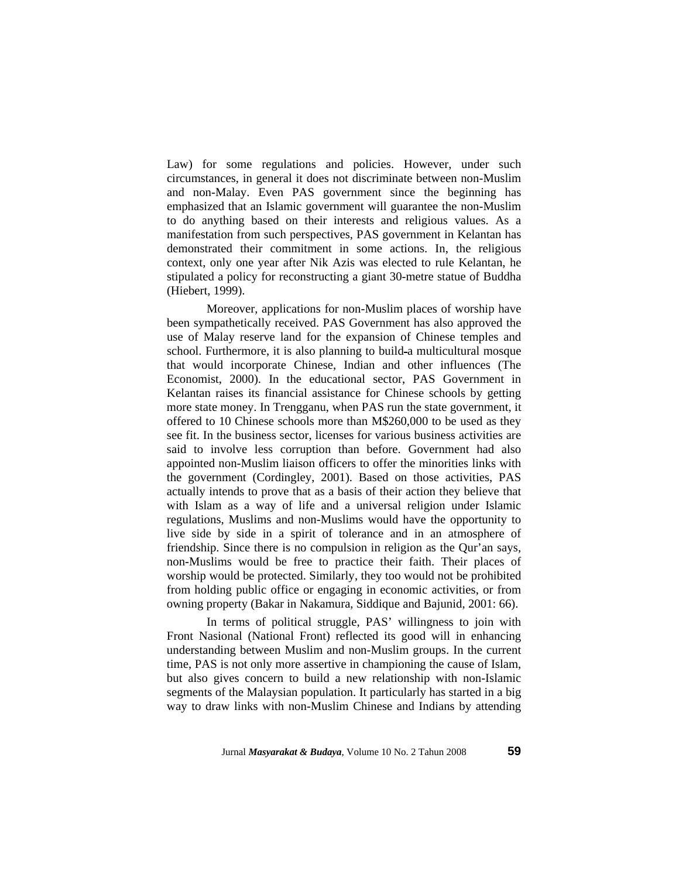Law) for some regulations and policies. However, under such circumstances, in general it does not discriminate between non-Muslim and non-Malay. Even PAS government since the beginning has emphasized that an Islamic government will guarantee the non-Muslim to do anything based on their interests and religious values. As a manifestation from such perspectives, PAS government in Kelantan has demonstrated their commitment in some actions. In, the religious context, only one year after Nik Azis was elected to rule Kelantan, he stipulated a policy for reconstructing a giant 30-metre statue of Buddha (Hiebert, 1999).

Moreover, applications for non-Muslim places of worship have been sympathetically received. PAS Government has also approved the use of Malay reserve land for the expansion of Chinese temples and school. Furthermore, it is also planning to build a multicultural mosque that would incorporate Chinese, Indian and other influences (The Economist, 2000). In the educational sector, PAS Government in Kelantan raises its financial assistance for Chinese schools by getting more state money. In Trengganu, when PAS run the state government, it offered to 10 Chinese schools more than M$260,000 to be used as they see fit. In the business sector, licenses for various business activities are said to involve less corruption than before. Government had also appointed non-Muslim liaison officers to offer the minorities links with the government (Cordingley, 2001). Based on those activities, PAS actually intends to prove that as a basis of their action they believe that with Islam as a way of life and a universal religion under Islamic regulations, Muslims and non-Muslims would have the opportunity to live side by side in a spirit of tolerance and in an atmosphere of friendship. Since there is no compulsion in religion as the Qur'an says, non-Muslims would be free to practice their faith. Their places of worship would be protected. Similarly, they too would not be prohibited from holding public office or engaging in economic activities, or from owning property (Bakar in Nakamura, Siddique and Bajunid, 2001: 66).

In terms of political struggle, PAS' willingness to join with Front Nasional (National Front) reflected its good will in enhancing understanding between Muslim and non-Muslim groups. In the current time, PAS is not only more assertive in championing the cause of Islam, but also gives concern to build a new relationship with non-Islamic segments of the Malaysian population. It particularly has started in a big way to draw links with non-Muslim Chinese and Indians by attending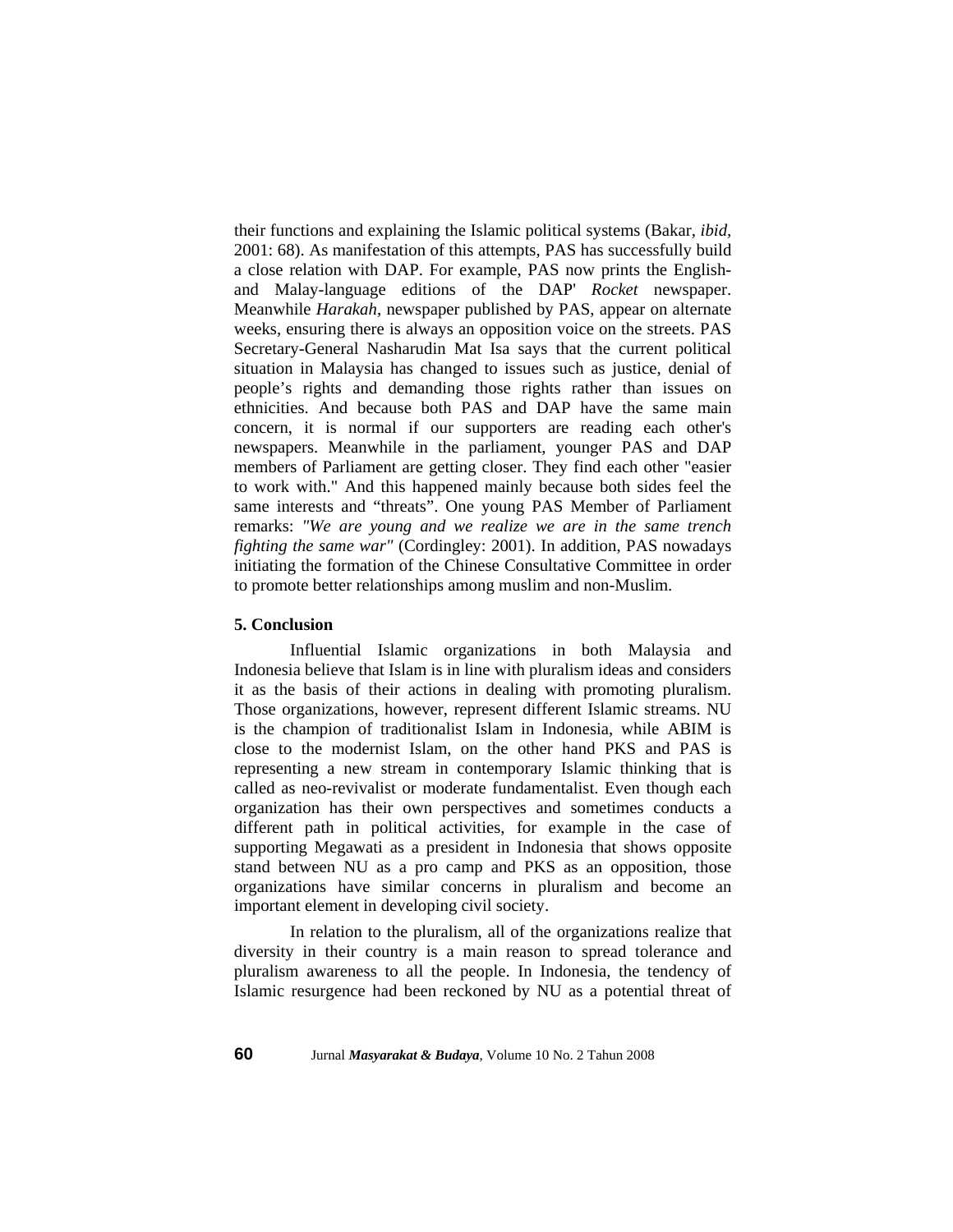their functions and explaining the Islamic political systems (Bakar, *ibid*, 2001: 68). As manifestation of this attempts, PAS has successfully build a close relation with DAP. For example, PAS now prints the English- and Malay-language editions of the DAP' *Rocket* newspaper. Meanwhile *Harakah*, newspaper published by PAS, appear on alternate weeks, ensuring there is always an opposition voice on the streets. PAS Secretary-General Nasharudin Mat Isa says that the current political situation in Malaysia has changed to issues such as justice, denial of people's rights and demanding those rights rather than issues on ethnicities. And because both PAS and DAP have the same main concern, it is normal if our supporters are reading each other's newspapers. Meanwhile in the parliament, younger PAS and DAP members of Parliament are getting closer. They find each other "easier to work with." And this happened mainly because both sides feel the same interests and "threats". One young PAS Member of Parliament remarks: *"We are young and we realize we are in the same trench fighting the same war"* (Cordingley: 2001). In addition, PAS nowadays initiating the formation of the Chinese Consultative Committee in order to promote better relationships among muslim and non-Muslim.

**5. Conclusion**

Influential Islamic organizations in both Malaysia and Indonesia believe that Islam is in line with pluralism ideas and considers it as the basis of their actions in dealing with promoting pluralism. Those organizations, however, represent different Islamic streams. NU is the champion of traditionalist Islam in Indonesia, while ABIM is close to the modernist Islam, on the other hand PKS and PAS is representing a new stream in contemporary Islamic thinking that is called as neo-revivalist or moderate fundamentalist. Even though each organization has their own perspectives and sometimes conducts a different path in political activities, for example in the case of supporting Megawati as a president in Indonesia that shows opposite stand between NU as a pro camp and PKS as an opposition, those organizations have similar concerns in pluralism and become an important element in developing civil society.

In relation to the pluralism, all of the organizations realize that diversity in their country is a main reason to spread tolerance and pluralism awareness to all the people. In Indonesia, the tendency of Islamic resurgence had been reckoned by NU as a potential threat of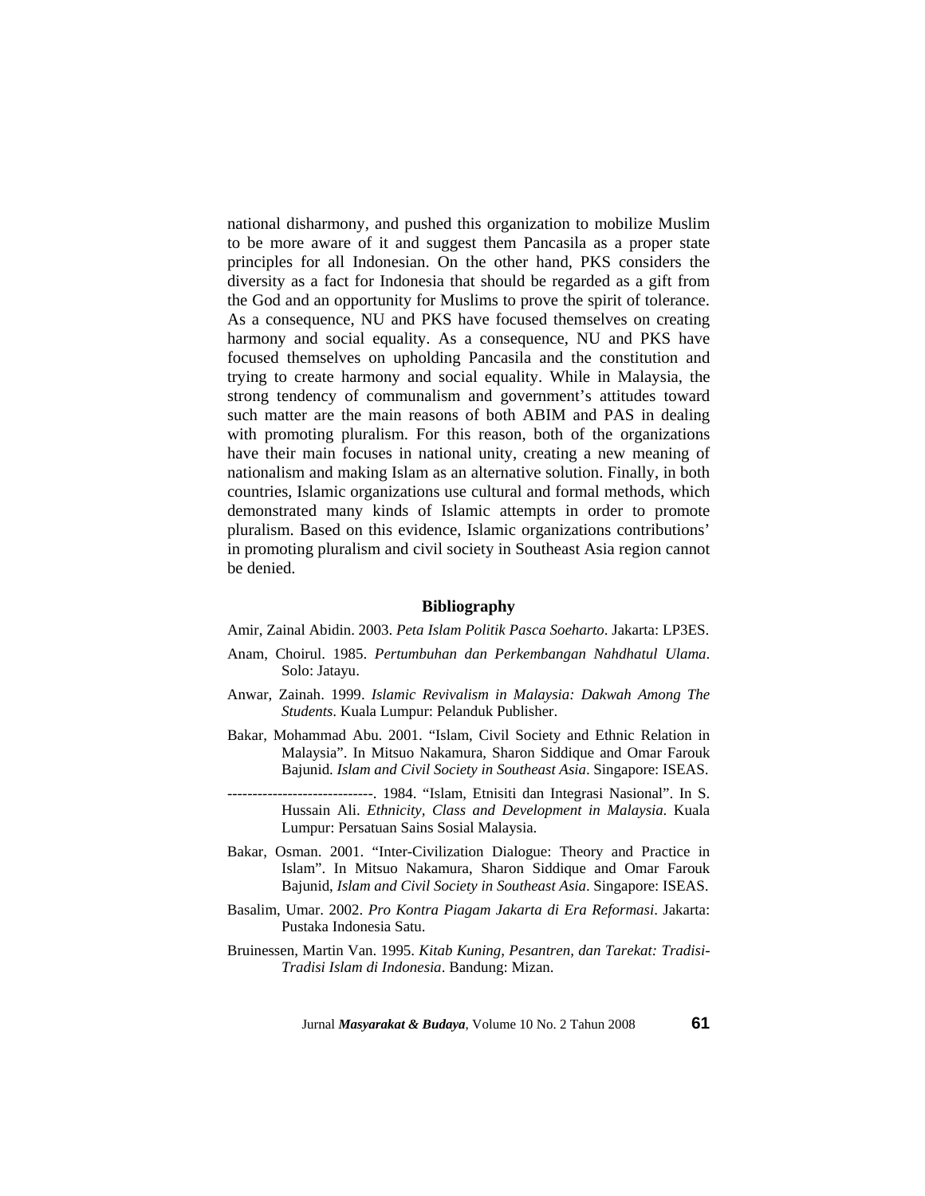national disharmony, and pushed this organization to mobilize Muslim to be more aware of it and suggest them Pancasila as a proper state principles for all Indonesian. On the other hand, PKS considers the diversity as a fact for Indonesia that should be regarded as a gift from the God and an opportunity for Muslims to prove the spirit of tolerance. As a consequence, NU and PKS have focused themselves on creating harmony and social equality. As a consequence, NU and PKS have focused themselves on upholding Pancasila and the constitution and trying to create harmony and social equality. While in Malaysia, the strong tendency of communalism and government's attitudes toward such matter are the main reasons of both ABIM and PAS in dealing with promoting pluralism. For this reason, both of the organizations have their main focuses in national unity, creating a new meaning of nationalism and making Islam as an alternative solution. Finally, in both countries, Islamic organizations use cultural and formal methods, which demonstrated many kinds of Islamic attempts in order to promote pluralism. Based on this evidence, Islamic organizations contributions' in promoting pluralism and civil society in Southeast Asia region cannot be denied.

## Bibliography

Amir, Zainal Abidin. 2003. *Peta Islam Politik Pasca Soeharto*. Jakarta: LP3ES.

Anam, Choirul. 1985. *Pertumbuhan dan Perkembangan Nahdhatul Ulama*. Solo: Jatayu.

Anwar, Zainah. 1999. *Islamic Revivalism in Malaysia: Dakwah Among The Students.* Kuala Lumpur: Pelanduk Publisher.

Bakar, Mohammad Abu. 2001. "Islam, Civil Society and Ethnic Relation in Malaysia". In Mitsuo Nakamura, Sharon Siddique and Omar Farouk Bajunid. *Islam and Civil Society in Southeast Asia*. Singapore: ISEAS.

-----------------------------. 1984. "Islam, Etnisiti dan Integrasi Nasional". In S. Hussain Ali. *Ethnicity, Class and Development in Malaysia*. Kuala Lumpur: Persatuan Sains Sosial Malaysia.

Bakar, Osman. 2001. "Inter-Civilization Dialogue: Theory and Practice in Islam". In Mitsuo Nakamura, Sharon Siddique and Omar Farouk Bajunid, *Islam and Civil Society in Southeast Asia*. Singapore: ISEAS.

Basalim, Umar. 2002. *Pro Kontra Piagam Jakarta di Era Reformasi*. Jakarta: Pustaka Indonesia Satu.

Bruinessen, Martin Van. 1995. *Kitab Kuning, Pesantren, dan Tarekat: Tradisi-Tradisi Islam di Indonesia*. Bandung: Mizan.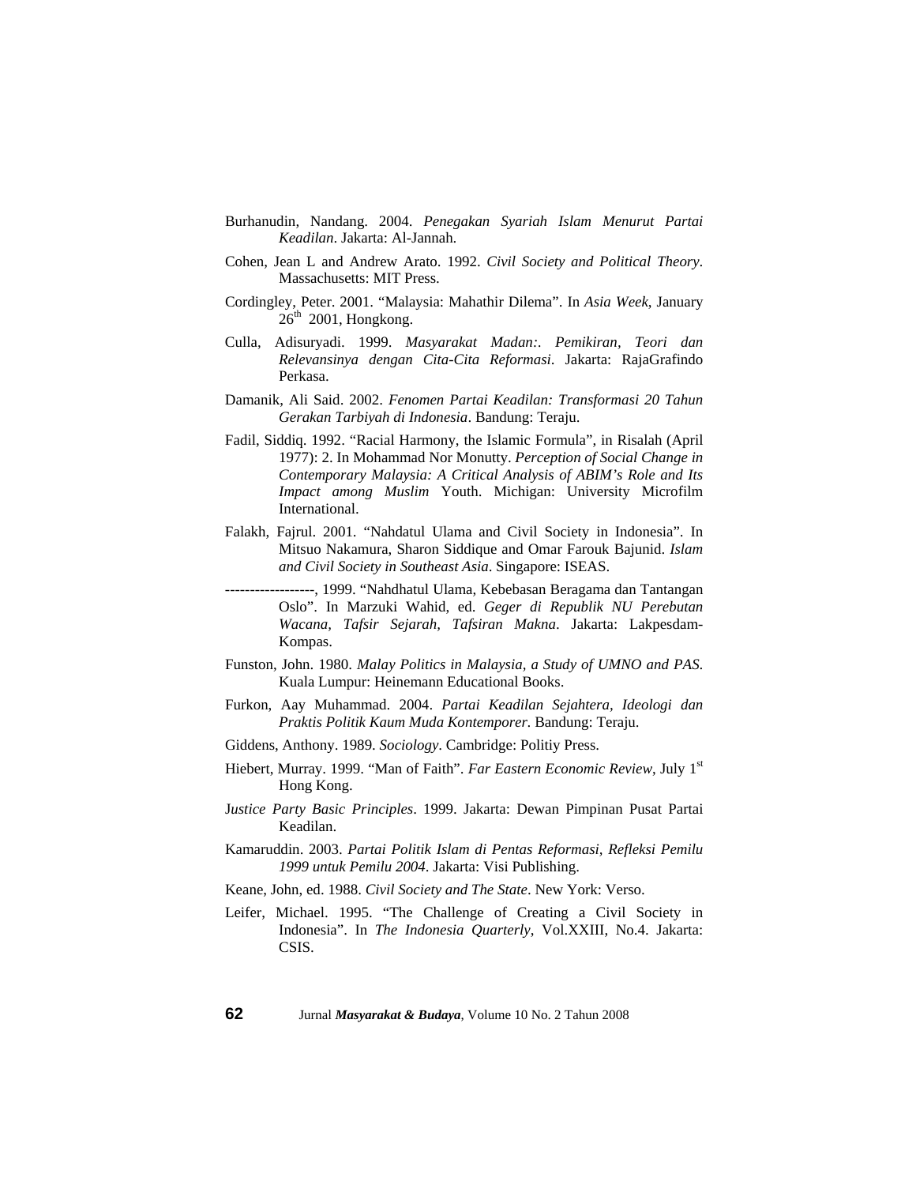Burhanudin, Nandang. 2004. *Penegakan Syariah Islam Menurut Partai Keadilan*. Jakarta: Al-Jannah.

Cohen, Jean L and Andrew Arato. 1992. *Civil Society and Political Theory*. Massachusetts: MIT Press.

Cordingley, Peter. 2001. "Malaysia: Mahathir Dilema". In *Asia Week*, January 26th 2001, Hongkong.

Culla, Adisuryadi. 1999. *Masyarakat Madan:. Pemikiran, Teori dan Relevansinya dengan Cita-Cita Reformasi*. Jakarta: RajaGrafindo Perkasa.

Damanik, Ali Said. 2002. *Fenomen Partai Keadilan: Transformasi 20 Tahun Gerakan Tarbiyah di Indonesia*. Bandung: Teraju.

Fadil, Siddiq. 1992. "Racial Harmony, the Islamic Formula", in Risalah (April 1977): 2. In Mohammad Nor Monutty. *Perception of Social Change in Contemporary Malaysia: A Critical Analysis of ABIM's Role and Its Impact among Muslim* Youth. Michigan: University Microfilm International.

Falakh, Fajrul. 2001. "Nahdatul Ulama and Civil Society in Indonesia". In Mitsuo Nakamura, Sharon Siddique and Omar Farouk Bajunid. *Islam and Civil Society in Southeast Asia*. Singapore: ISEAS.

------------------, 1999. "Nahdhatul Ulama, Kebebasan Beragama dan Tantangan Oslo". In Marzuki Wahid, ed. *Geger di Republik NU Perebutan Wacana, Tafsir Sejarah, Tafsiran Makna*. Jakarta: Lakpesdam-Kompas.

Funston, John. 1980. *Malay Politics in Malaysia, a Study of UMNO and PAS*. Kuala Lumpur: Heinemann Educational Books.

Furkon, Aay Muhammad. 2004. *Partai Keadilan Sejahtera, Ideologi dan Praktis Politik Kaum Muda Kontemporer*. Bandung: Teraju.

Giddens, Anthony. 1989. *Sociology*. Cambridge: Politiy Press.

Hiebert, Murray. 1999. "Man of Faith". *Far Eastern Economic Review*, July 1st Hong Kong.

*Justice Party Basic Principles*. 1999. Jakarta: Dewan Pimpinan Pusat Partai Keadilan.

Kamaruddin. 2003. *Partai Politik Islam di Pentas Reformasi, Refleksi Pemilu 1999 untuk Pemilu 2004*. Jakarta: Visi Publishing.

Keane, John, ed. 1988. *Civil Society and The State*. New York: Verso.

Leifer, Michael. 1995. "The Challenge of Creating a Civil Society in Indonesia". In *The Indonesia Quarterly*, Vol.XXIII, No.4. Jakarta: CSIS.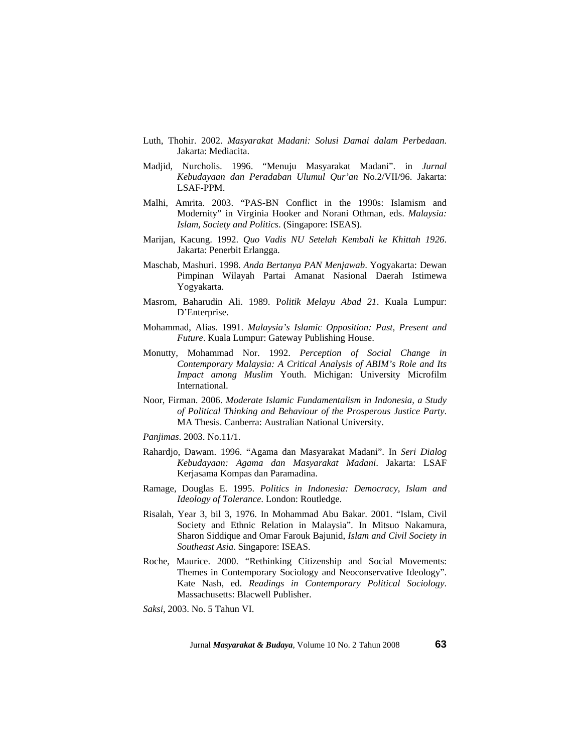Luth, Thohir. 2002. *Masyarakat Madani: Solusi Damai dalam Perbedaan*. Jakarta: Mediacita.

Madjid, Nurcholis. 1996. "Menuju Masyarakat Madani". in *Jurnal Kebudayaan dan Peradaban Ulumul Qur'an* No.2/VII/96. Jakarta: LSAF-PPM.

Malhi, Amrita. 2003. "PAS-BN Conflict in the 1990s: Islamism and Modernity" in Virginia Hooker and Norani Othman, eds. *Malaysia: Islam, Society and Politics*. (Singapore: ISEAS).

Marijan, Kacung. 1992. *Quo Vadis NU Setelah Kembali ke Khittah 1926*. Jakarta: Penerbit Erlangga.

Maschab, Mashuri. 1998. *Anda Bertanya PAN Menjawab*. Yogyakarta: Dewan Pimpinan Wilayah Partai Amanat Nasional Daerah Istimewa Yogyakarta.

Masrom, Baharudin Ali. 1989. P*olitik Melayu Abad 21*. Kuala Lumpur: D'Enterprise.

Mohammad, Alias. 1991. *Malaysia's Islamic Opposition: Past, Present and Future*. Kuala Lumpur: Gateway Publishing House.

Monutty, Mohammad Nor. 1992. *Perception of Social Change in Contemporary Malaysia: A Critical Analysis of ABIM's Role and Its Impact among Muslim* Youth. Michigan: University Microfilm International.

Noor, Firman. 2006. *Moderate Islamic Fundamentalism in Indonesia, a Study of Political Thinking and Behaviour of the Prosperous Justice Party*. MA Thesis. Canberra: Australian National University.

*Panjimas*. 2003. No.11/1.

Rahardjo, Dawam. 1996. "Agama dan Masyarakat Madani". In *Seri Dialog Kebudayaan: Agama dan Masyarakat Madani*. Jakarta: LSAF Kerjasama Kompas dan Paramadina.

Ramage, Douglas E. 1995. *Politics in Indonesia: Democracy, Islam and Ideology of Tolerance*. London: Routledge.

Risalah, Year 3, bil 3, 1976. In Mohammad Abu Bakar. 2001. "Islam, Civil Society and Ethnic Relation in Malaysia". In Mitsuo Nakamura, Sharon Siddique and Omar Farouk Bajunid, *Islam and Civil Society in Southeast Asia*. Singapore: ISEAS.

Roche, Maurice. 2000. "Rethinking Citizenship and Social Movements: Themes in Contemporary Sociology and Neoconservative Ideology". Kate Nash, ed. *Readings in Contemporary Political Sociology*. Massachusetts: Blacwell Publisher.

*Saksi*, 2003. No. 5 Tahun VI.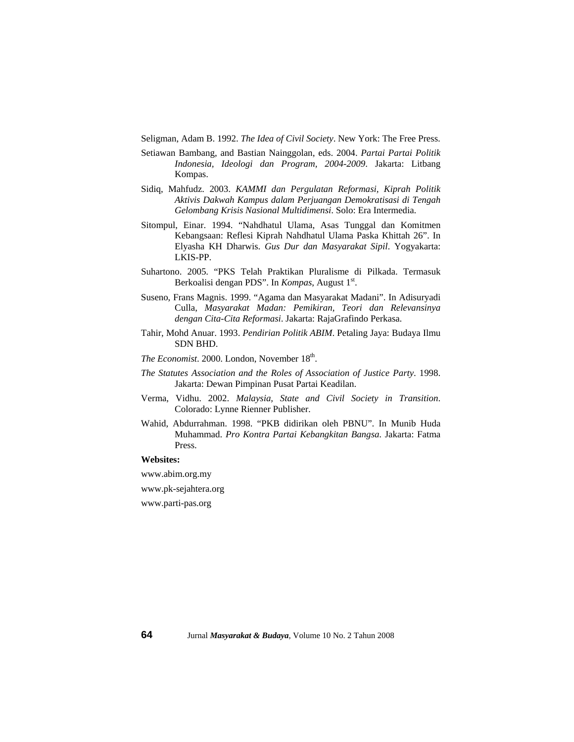Seligman, Adam B. 1992. *The Idea of Civil Society*. New York: The Free Press.

Setiawan Bambang, and Bastian Nainggolan, eds. 2004. *Partai Partai Politik Indonesia, Ideologi dan Program, 2004-2009*. Jakarta: Litbang Kompas.

Sidiq, Mahfudz. 2003. *KAMMI dan Pergulatan Reformasi, Kiprah Politik Aktivis Dakwah Kampus dalam Perjuangan Demokratisasi di Tengah Gelombang Krisis Nasional Multidimensi*. Solo: Era Intermedia.

Sitompul, Einar. 1994. "Nahdhatul Ulama, Asas Tunggal dan Komitmen Kebangsaan: Reflesi Kiprah Nahdhatul Ulama Paska Khittah 26". In Elyasha KH Dharwis. *Gus Dur dan Masyarakat Sipil*. Yogyakarta: LKIS-PP.

Suhartono. 2005. "PKS Telah Praktikan Pluralisme di Pilkada. Termasuk Berkoalisi dengan PDS". In *Kompas*, August 1st.

Suseno, Frans Magnis. 1999. "Agama dan Masyarakat Madani". In Adisuryadi Culla, *Masyarakat Madan: Pemikiran, Teori dan Relevansinya dengan Cita-Cita Reformasi*. Jakarta: RajaGrafindo Perkasa.

Tahir, Mohd Anuar. 1993. *Pendirian Politik ABIM*. Petaling Jaya: Budaya Ilmu SDN BHD.

*The Economist*. 2000. London, November 18th.

*The Statutes Association and the Roles of Association of Justice Party*. 1998. Jakarta: Dewan Pimpinan Pusat Partai Keadilan.

Verma, Vidhu. 2002. *Malaysia, State and Civil Society in Transition*. Colorado: Lynne Rienner Publisher.

Wahid, Abdurrahman. 1998. "PKB didirikan oleh PBNU". In Munib Huda Muhammad. *Pro Kontra Partai Kebangkitan Bangsa*. Jakarta: Fatma Press.

**Websites:**

www.abim.org.my

www.pk-sejahtera.org

www.parti-pas.org